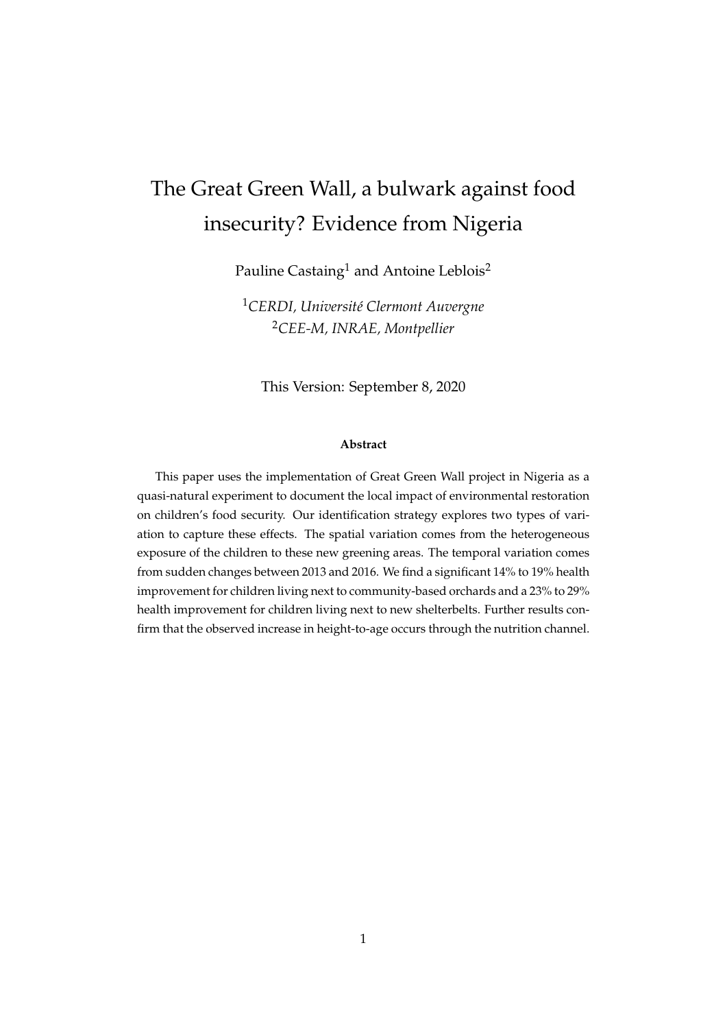# The Great Green Wall, a bulwark against food insecurity? Evidence from Nigeria

Pauline Castaing[1] and Antoine Leblois[2]

[1] *CERDI, Université Clermont Auvergne*
[2] *CEE-M, INRAE, Montpellier*

This Version: September 8, 2020

**Abstract**

This paper uses the implementation of Great Green Wall project in Nigeria as a quasi-natural experiment to document the local impact of environmental restoration on children's food security. Our identification strategy explores two types of variation to capture these effects. The spatial variation comes from the heterogeneous exposure of the children to these new greening areas. The temporal variation comes from sudden changes between 2013 and 2016. We find a significant 14% to 19% health improvement for children living next to community-based orchards and a 23% to 29% health improvement for children living next to new shelterbelts. Further results confirm that the observed increase in height-to-age occurs through the nutrition channel.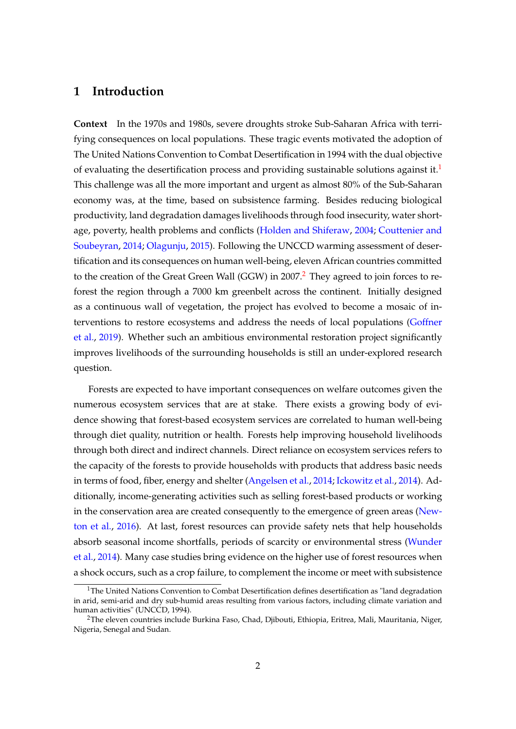# 1 Introduction

**Context** In the 1970s and 1980s, severe droughts stroke Sub-Saharan Africa with terrifying consequences on local populations. These tragic events motivated the adoption of The United Nations Convention to Combat Desertification in 1994 with the dual objective of evaluating the desertification process and providing sustainable solutions against it.[1] This challenge was all the more important and urgent as almost 80% of the Sub-Saharan economy was, at the time, based on subsistence farming. Besides reducing biological productivity, land degradation damages livelihoods through food insecurity, water shortage, poverty, health problems and conflicts (Holden and Shiferaw, 2004; Couttenier and Soubeyran, 2014; Olagunju, 2015). Following the UNCCD warming assessment of desertification and its consequences on human well-being, eleven African countries committed to the creation of the Great Green Wall (GGW) in 2007.[2] They agreed to join forces to reforest the region through a 7000 km greenbelt across the continent. Initially designed as a continuous wall of vegetation, the project has evolved to become a mosaic of interventions to restore ecosystems and address the needs of local populations (Goffner et al., 2019). Whether such an ambitious environmental restoration project significantly improves livelihoods of the surrounding households is still an under-explored research question.

Forests are expected to have important consequences on welfare outcomes given the numerous ecosystem services that are at stake. There exists a growing body of evidence showing that forest-based ecosystem services are correlated to human well-being through diet quality, nutrition or health. Forests help improving household livelihoods through both direct and indirect channels. Direct reliance on ecosystem services refers to the capacity of the forests to provide households with products that address basic needs in terms of food, fiber, energy and shelter (Angelsen et al., 2014; Ickowitz et al., 2014). Additionally, income-generating activities such as selling forest-based products or working in the conservation area are created consequently to the emergence of green areas (Newton et al., 2016). At last, forest resources can provide safety nets that help households absorb seasonal income shortfalls, periods of scarcity or environmental stress (Wunder et al., 2014). Many case studies bring evidence on the higher use of forest resources when a shock occurs, such as a crop failure, to complement the income or meet with subsistence

[1] The United Nations Convention to Combat Desertification defines desertification as "land degradation in arid, semi-arid and dry sub-humid areas resulting from various factors, including climate variation and human activities" (UNCCD, 1994).

[2] The eleven countries include Burkina Faso, Chad, Djibouti, Ethiopia, Eritrea, Mali, Mauritania, Niger, Nigeria, Senegal and Sudan.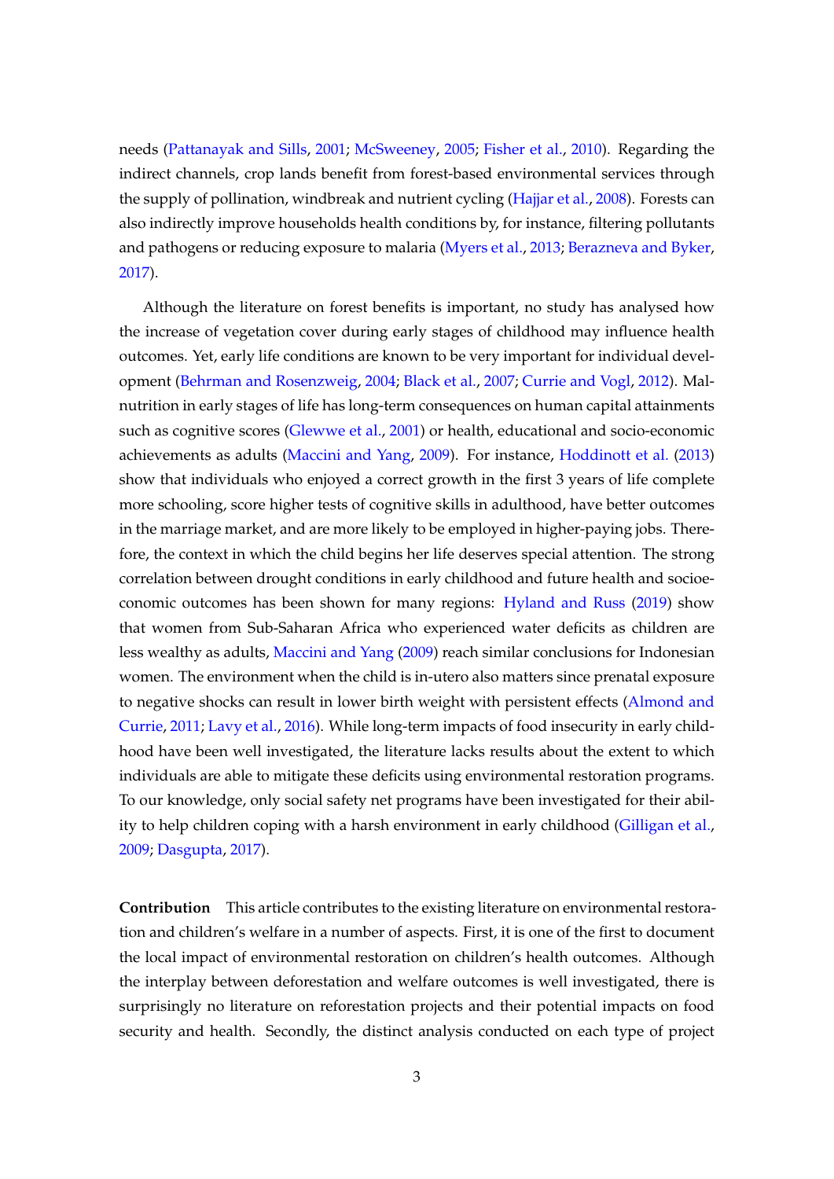needs (Pattanayak and Sills, 2001; McSweeney, 2005; Fisher et al., 2010). Regarding the indirect channels, crop lands benefit from forest-based environmental services through the supply of pollination, windbreak and nutrient cycling (Hajjar et al., 2008). Forests can also indirectly improve households health conditions by, for instance, filtering pollutants and pathogens or reducing exposure to malaria (Myers et al., 2013; Berazneva and Byker, 2017).

Although the literature on forest benefits is important, no study has analysed how the increase of vegetation cover during early stages of childhood may influence health outcomes. Yet, early life conditions are known to be very important for individual development (Behrman and Rosenzweig, 2004; Black et al., 2007; Currie and Vogl, 2012). Malnutrition in early stages of life has long-term consequences on human capital attainments such as cognitive scores (Glewwe et al., 2001) or health, educational and socio-economic achievements as adults (Maccini and Yang, 2009). For instance, Hoddinott et al. (2013) show that individuals who enjoyed a correct growth in the first 3 years of life complete more schooling, score higher tests of cognitive skills in adulthood, have better outcomes in the marriage market, and are more likely to be employed in higher-paying jobs. Therefore, the context in which the child begins her life deserves special attention. The strong correlation between drought conditions in early childhood and future health and socioeconomic outcomes has been shown for many regions: Hyland and Russ (2019) show that women from Sub-Saharan Africa who experienced water deficits as children are less wealthy as adults, Maccini and Yang (2009) reach similar conclusions for Indonesian women. The environment when the child is in-utero also matters since prenatal exposure to negative shocks can result in lower birth weight with persistent effects (Almond and Currie, 2011; Lavy et al., 2016). While long-term impacts of food insecurity in early childhood have been well investigated, the literature lacks results about the extent to which individuals are able to mitigate these deficits using environmental restoration programs. To our knowledge, only social safety net programs have been investigated for their ability to help children coping with a harsh environment in early childhood (Gilligan et al., 2009; Dasgupta, 2017).

**Contribution** This article contributes to the existing literature on environmental restoration and children's welfare in a number of aspects. First, it is one of the first to document the local impact of environmental restoration on children's health outcomes. Although the interplay between deforestation and welfare outcomes is well investigated, there is surprisingly no literature on reforestation projects and their potential impacts on food security and health. Secondly, the distinct analysis conducted on each type of project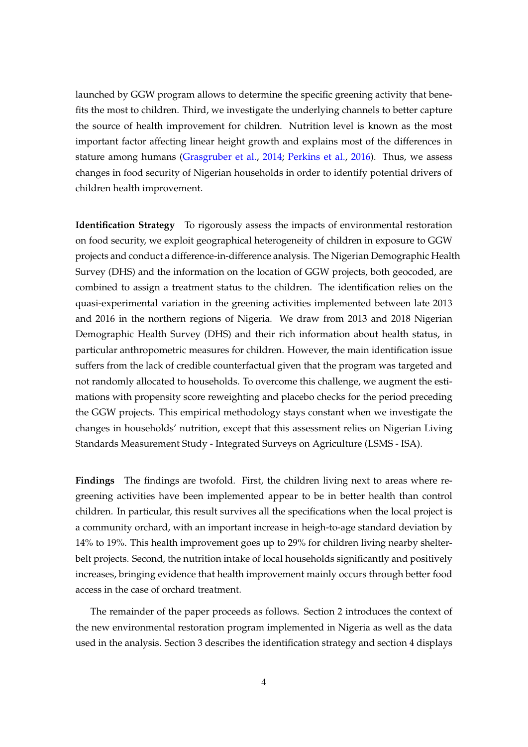launched by GGW program allows to determine the specific greening activity that benefits the most to children. Third, we investigate the underlying channels to better capture the source of health improvement for children. Nutrition level is known as the most important factor affecting linear height growth and explains most of the differences in stature among humans (Grasgruber et al., 2014; Perkins et al., 2016). Thus, we assess changes in food security of Nigerian households in order to identify potential drivers of children health improvement.

**Identification Strategy** To rigorously assess the impacts of environmental restoration on food security, we exploit geographical heterogeneity of children in exposure to GGW projects and conduct a difference-in-difference analysis. The Nigerian Demographic Health Survey (DHS) and the information on the location of GGW projects, both geocoded, are combined to assign a treatment status to the children. The identification relies on the quasi-experimental variation in the greening activities implemented between late 2013 and 2016 in the northern regions of Nigeria. We draw from 2013 and 2018 Nigerian Demographic Health Survey (DHS) and their rich information about health status, in particular anthropometric measures for children. However, the main identification issue suffers from the lack of credible counterfactual given that the program was targeted and not randomly allocated to households. To overcome this challenge, we augment the estimations with propensity score reweighting and placebo checks for the period preceding the GGW projects. This empirical methodology stays constant when we investigate the changes in households' nutrition, except that this assessment relies on Nigerian Living Standards Measurement Study - Integrated Surveys on Agriculture (LSMS - ISA).

**Findings** The findings are twofold. First, the children living next to areas where re-greening activities have been implemented appear to be in better health than control children. In particular, this result survives all the specifications when the local project is a community orchard, with an important increase in heigh-to-age standard deviation by 14% to 19%. This health improvement goes up to 29% for children living nearby shelter-belt projects. Second, the nutrition intake of local households significantly and positively increases, bringing evidence that health improvement mainly occurs through better food access in the case of orchard treatment.

The remainder of the paper proceeds as follows. Section 2 introduces the context of the new environmental restoration program implemented in Nigeria as well as the data used in the analysis. Section 3 describes the identification strategy and section 4 displays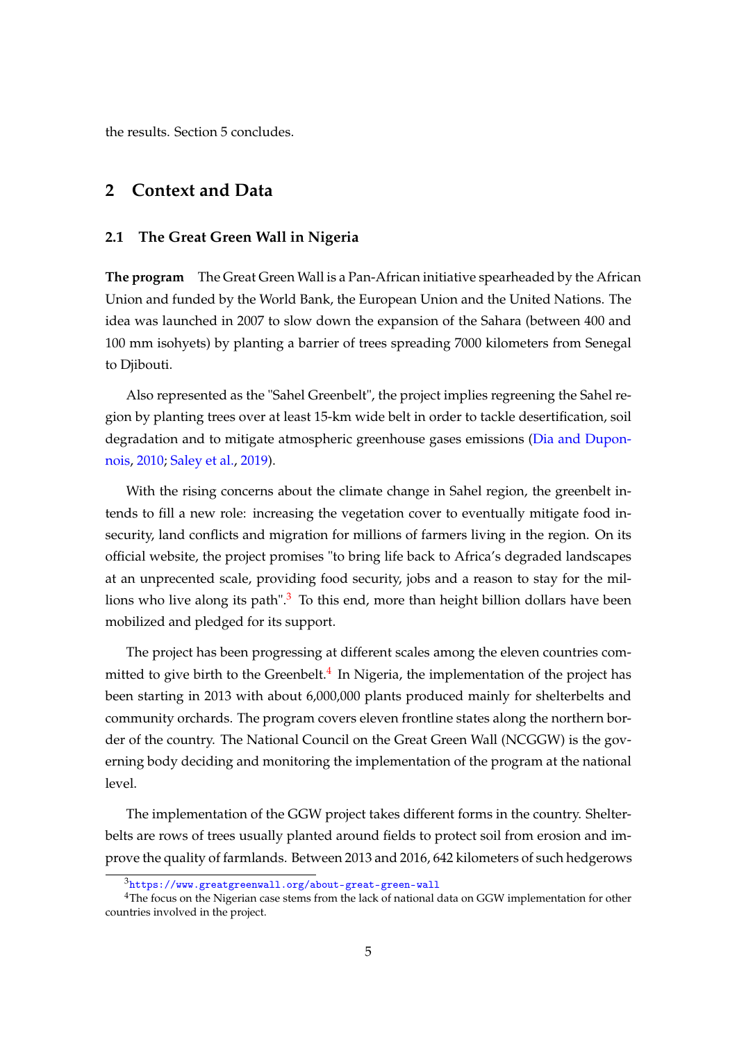the results. Section 5 concludes.

## 2 Context and Data

### 2.1 The Great Green Wall in Nigeria

**The program** The Great Green Wall is a Pan-African initiative spearheaded by the African Union and funded by the World Bank, the European Union and the United Nations. The idea was launched in 2007 to slow down the expansion of the Sahara (between 400 and 100 mm isohyets) by planting a barrier of trees spreading 7000 kilometers from Senegal to Djibouti.

Also represented as the "Sahel Greenbelt", the project implies regreening the Sahel region by planting trees over at least 15-km wide belt in order to tackle desertification, soil degradation and to mitigate atmospheric greenhouse gases emissions (Dia and Duponnois, 2010; Saley et al., 2019).

With the rising concerns about the climate change in Sahel region, the greenbelt intends to fill a new role: increasing the vegetation cover to eventually mitigate food insecurity, land conflicts and migration for millions of farmers living in the region. On its official website, the project promises "to bring life back to Africa's degraded landscapes at an unprecented scale, providing food security, jobs and a reason to stay for the millions who live along its path".[3] To this end, more than height billion dollars have been mobilized and pledged for its support.

The project has been progressing at different scales among the eleven countries committed to give birth to the Greenbelt.[4] In Nigeria, the implementation of the project has been starting in 2013 with about 6,000,000 plants produced mainly for shelterbelts and community orchards. The program covers eleven frontline states along the northern border of the country. The National Council on the Great Green Wall (NCGGW) is the governing body deciding and monitoring the implementation of the program at the national level.

The implementation of the GGW project takes different forms in the country. Shelterbelts are rows of trees usually planted around fields to protect soil from erosion and improve the quality of farmlands. Between 2013 and 2016, 642 kilometers of such hedgerows

[3] https://www.greatgreenwall.org/about-great-green-wall

[4] The focus on the Nigerian case stems from the lack of national data on GGW implementation for other countries involved in the project.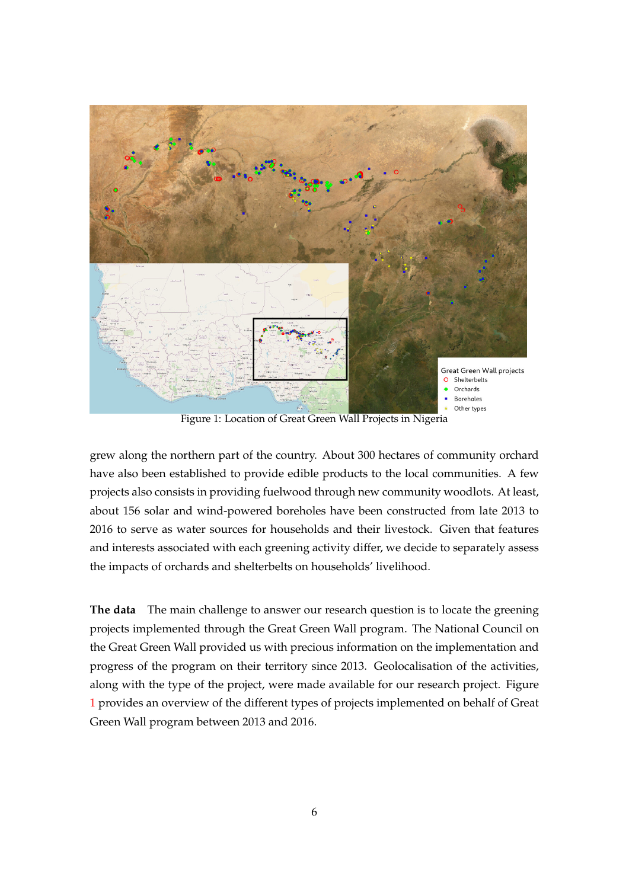Figure 1: Location of Great Green Wall Projects in Nigeria

grew along the northern part of the country. About 300 hectares of community orchard have also been established to provide edible products to the local communities. A few projects also consists in providing fuelwood through new community woodlots. At least, about 156 solar and wind-powered boreholes have been constructed from late 2013 to 2016 to serve as water sources for households and their livestock. Given that features and interests associated with each greening activity differ, we decide to separately assess the impacts of orchards and shelterbelts on households' livelihood.

**The data** The main challenge to answer our research question is to locate the greening projects implemented through the Great Green Wall program. The National Council on the Great Green Wall provided us with precious information on the implementation and progress of the program on their territory since 2013. Geolocalisation of the activities, along with the type of the project, were made available for our research project. Figure 1 provides an overview of the different types of projects implemented on behalf of Great Green Wall program between 2013 and 2016.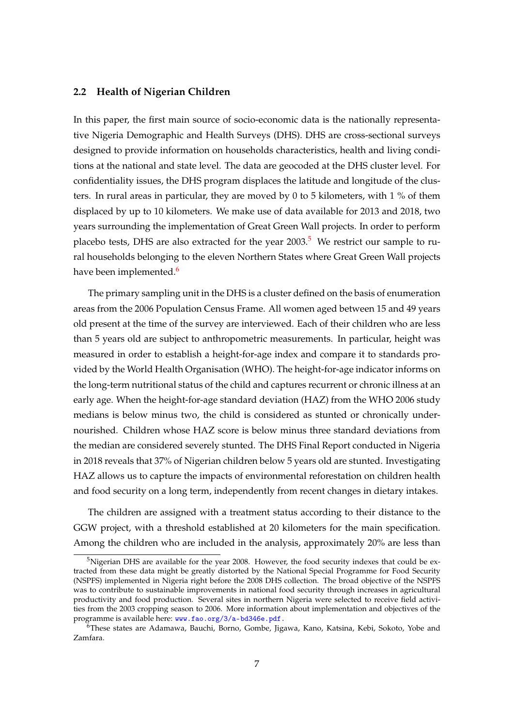### 2.2 Health of Nigerian Children

In this paper, the first main source of socio-economic data is the nationally representative Nigeria Demographic and Health Surveys (DHS). DHS are cross-sectional surveys designed to provide information on households characteristics, health and living conditions at the national and state level. The data are geocoded at the DHS cluster level. For confidentiality issues, the DHS program displaces the latitude and longitude of the clusters. In rural areas in particular, they are moved by 0 to 5 kilometers, with 1 % of them displaced by up to 10 kilometers. We make use of data available for 2013 and 2018, two years surrounding the implementation of Great Green Wall projects. In order to perform placebo tests, DHS are also extracted for the year 2003.[5] We restrict our sample to rural households belonging to the eleven Northern States where Great Green Wall projects have been implemented.[6]

The primary sampling unit in the DHS is a cluster defined on the basis of enumeration areas from the 2006 Population Census Frame. All women aged between 15 and 49 years old present at the time of the survey are interviewed. Each of their children who are less than 5 years old are subject to anthropometric measurements. In particular, height was measured in order to establish a height-for-age index and compare it to standards provided by the World Health Organisation (WHO). The height-for-age indicator informs on the long-term nutritional status of the child and captures recurrent or chronic illness at an early age. When the height-for-age standard deviation (HAZ) from the WHO 2006 study medians is below minus two, the child is considered as stunted or chronically undernourished. Children whose HAZ score is below minus three standard deviations from the median are considered severely stunted. The DHS Final Report conducted in Nigeria in 2018 reveals that 37% of Nigerian children below 5 years old are stunted. Investigating HAZ allows us to capture the impacts of environmental reforestation on children health and food security on a long term, independently from recent changes in dietary intakes.

The children are assigned with a treatment status according to their distance to the GGW project, with a threshold established at 20 kilometers for the main specification. Among the children who are included in the analysis, approximately 20% are less than

[5] Nigerian DHS are available for the year 2008. However, the food security indexes that could be extracted from these data might be greatly distorted by the National Special Programme for Food Security (NSPFS) implemented in Nigeria right before the 2008 DHS collection. The broad objective of the NSPFS was to contribute to sustainable improvements in national food security through increases in agricultural productivity and food production. Several sites in northern Nigeria were selected to receive field activities from the 2003 cropping season to 2006. More information about implementation and objectives of the programme is available here: www.fao.org/3/a-bd346e.pdf.

[6] These states are Adamawa, Bauchi, Borno, Gombe, Jigawa, Kano, Katsina, Kebi, Sokoto, Yobe and Zamfara.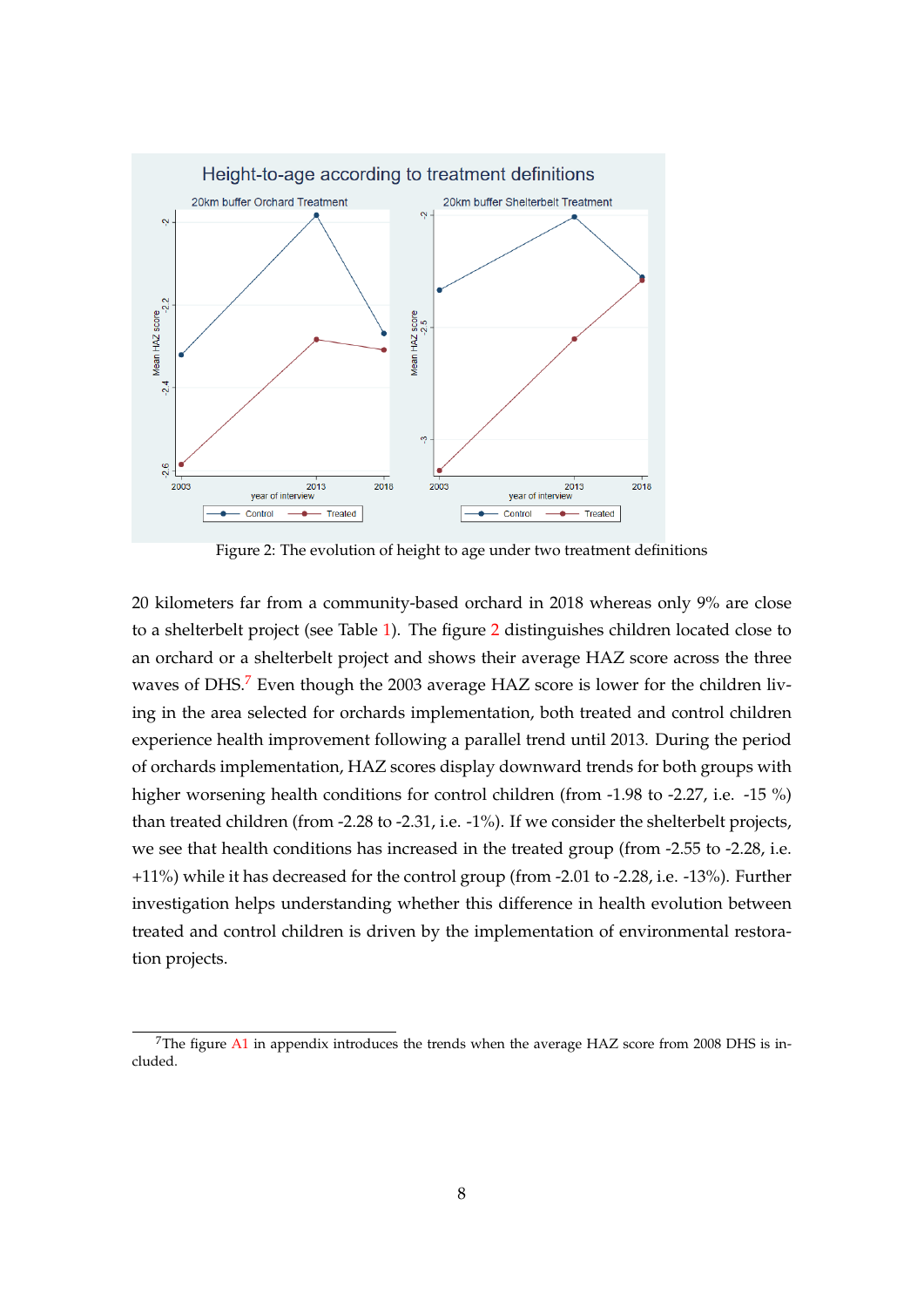Figure 2: The evolution of height to age under two treatment definitions

20 kilometers far from a community-based orchard in 2018 whereas only 9% are close to a shelterbelt project (see Table 1). The figure 2 distinguishes children located close to an orchard or a shelterbelt project and shows their average HAZ score across the three waves of DHS.[7] Even though the 2003 average HAZ score is lower for the children living in the area selected for orchards implementation, both treated and control children experience health improvement following a parallel trend until 2013. During the period of orchards implementation, HAZ scores display downward trends for both groups with higher worsening health conditions for control children (from -1.98 to -2.27, i.e. -15 %) than treated children (from -2.28 to -2.31, i.e. -1%). If we consider the shelterbelt projects, we see that health conditions has increased in the treated group (from -2.55 to -2.28, i.e. +11%) while it has decreased for the control group (from -2.01 to -2.28, i.e. -13%). Further investigation helps understanding whether this difference in health evolution between treated and control children is driven by the implementation of environmental restoration projects.

[7] The figure A1 in appendix introduces the trends when the average HAZ score from 2008 DHS is included.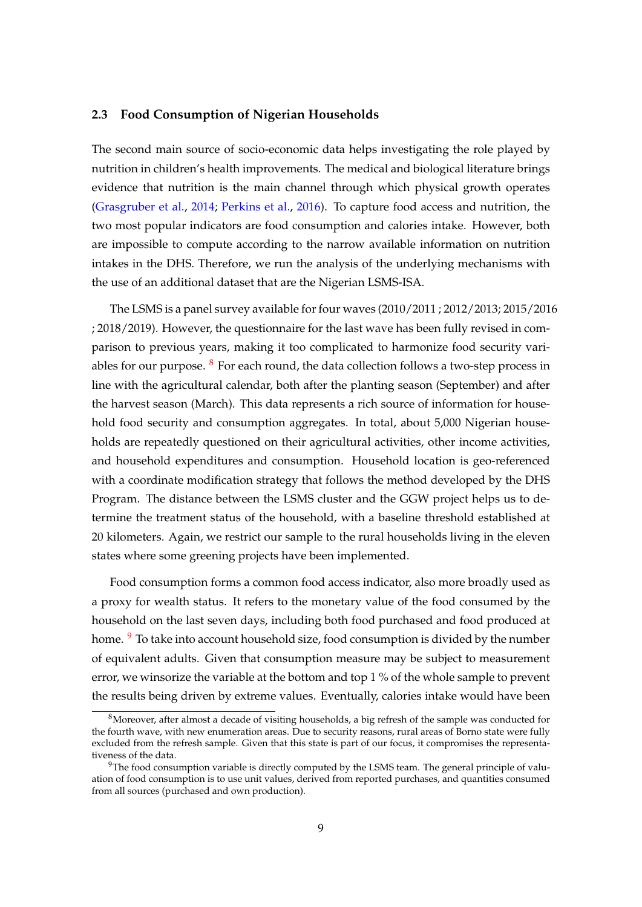### 2.3 Food Consumption of Nigerian Households

The second main source of socio-economic data helps investigating the role played by nutrition in children's health improvements. The medical and biological literature brings evidence that nutrition is the main channel through which physical growth operates (Grasgruber et al., 2014; Perkins et al., 2016). To capture food access and nutrition, the two most popular indicators are food consumption and calories intake. However, both are impossible to compute according to the narrow available information on nutrition intakes in the DHS. Therefore, we run the analysis of the underlying mechanisms with the use of an additional dataset that are the Nigerian LSMS-ISA.

The LSMS is a panel survey available for four waves (2010/2011 ; 2012/2013; 2015/2016 ; 2018/2019). However, the questionnaire for the last wave has been fully revised in comparison to previous years, making it too complicated to harmonize food security variables for our purpose. [8] For each round, the data collection follows a two-step process in line with the agricultural calendar, both after the planting season (September) and after the harvest season (March). This data represents a rich source of information for household food security and consumption aggregates. In total, about 5,000 Nigerian households are repeatedly questioned on their agricultural activities, other income activities, and household expenditures and consumption. Household location is geo-referenced with a coordinate modification strategy that follows the method developed by the DHS Program. The distance between the LSMS cluster and the GGW project helps us to determine the treatment status of the household, with a baseline threshold established at 20 kilometers. Again, we restrict our sample to the rural households living in the eleven states where some greening projects have been implemented.

Food consumption forms a common food access indicator, also more broadly used as a proxy for wealth status. It refers to the monetary value of the food consumed by the household on the last seven days, including both food purchased and food produced at home. [9] To take into account household size, food consumption is divided by the number of equivalent adults. Given that consumption measure may be subject to measurement error, we winsorize the variable at the bottom and top 1 % of the whole sample to prevent the results being driven by extreme values. Eventually, calories intake would have been

[8] Moreover, after almost a decade of visiting households, a big refresh of the sample was conducted for the fourth wave, with new enumeration areas. Due to security reasons, rural areas of Borno state were fully excluded from the refresh sample. Given that this state is part of our focus, it compromises the representativeness of the data.

[9] The food consumption variable is directly computed by the LSMS team. The general principle of valuation of food consumption is to use unit values, derived from reported purchases, and quantities consumed from all sources (purchased and own production).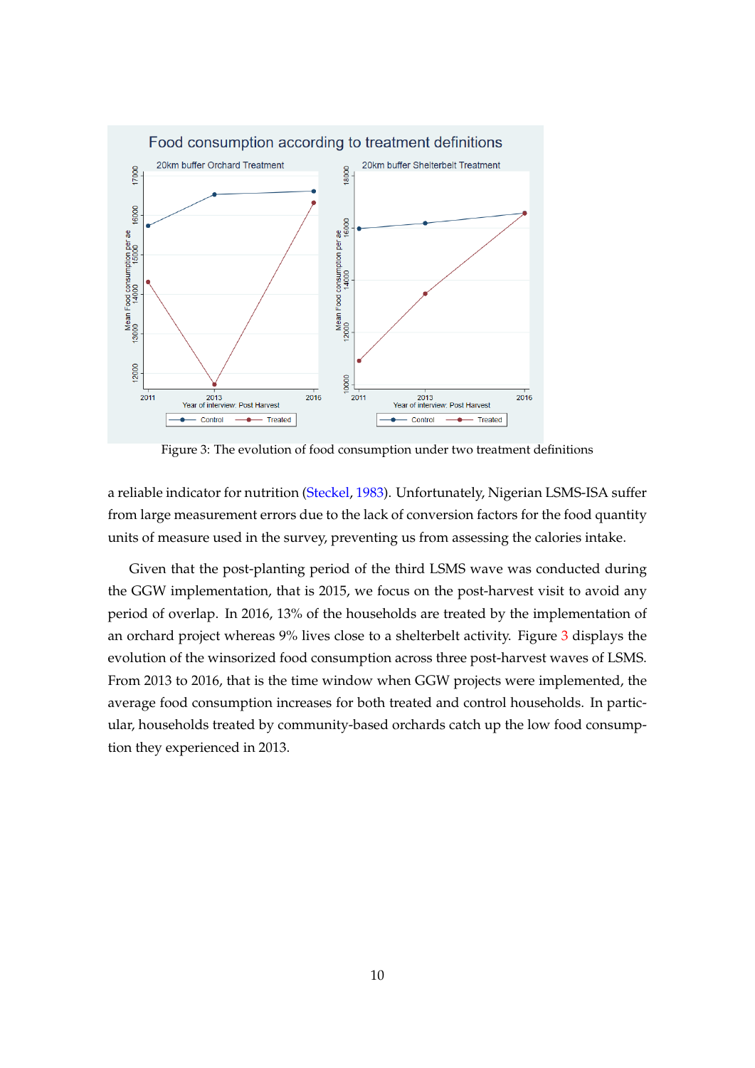Figure 3: The evolution of food consumption under two treatment definitions

a reliable indicator for nutrition (Steckel, 1983). Unfortunately, Nigerian LSMS-ISA suffer from large measurement errors due to the lack of conversion factors for the food quantity units of measure used in the survey, preventing us from assessing the calories intake.

Given that the post-planting period of the third LSMS wave was conducted during the GGW implementation, that is 2015, we focus on the post-harvest visit to avoid any period of overlap. In 2016, 13% of the households are treated by the implementation of an orchard project whereas 9% lives close to a shelterbelt activity. Figure 3 displays the evolution of the winsorized food consumption across three post-harvest waves of LSMS. From 2013 to 2016, that is the time window when GGW projects were implemented, the average food consumption increases for both treated and control households. In particular, households treated by community-based orchards catch up the low food consumption they experienced in 2013.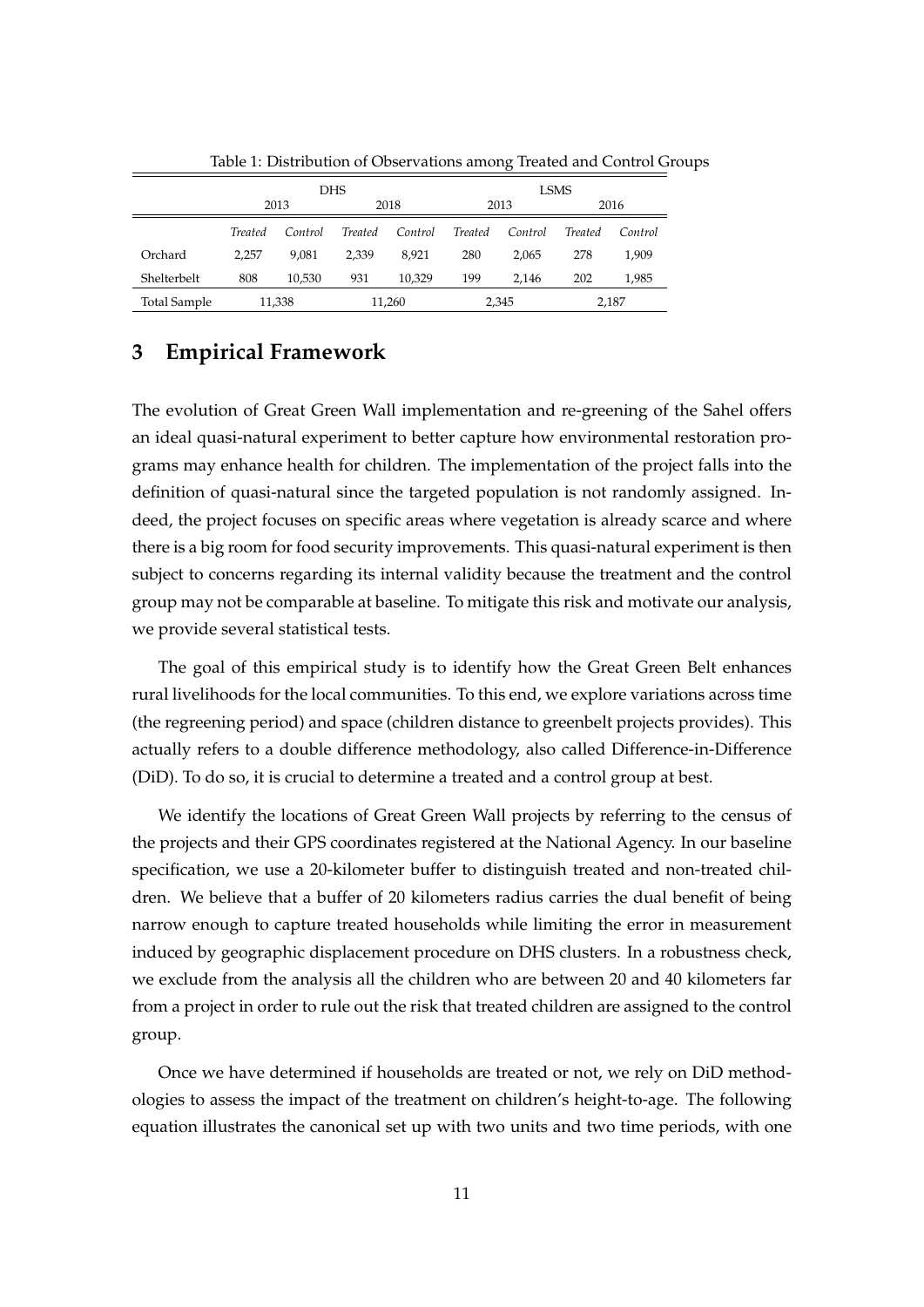Table 1: Distribution of Observations among Treated and Control Groups

| | DHS | | | | LSMS | | | |
|---|---|---|---|---|---|---|---|---|
| | 2013 | | 2018 | | 2013 | | 2016 | |
| | *Treated* | *Control* | *Treated* | *Control* | *Treated* | *Control* | *Treated* | *Control* |
| Orchard | 2,257 | 9,081 | 2,339 | 8,921 | 280 | 2,065 | 278 | 1,909 |
| Shelterbelt | 808 | 10,530 | 931 | 10,329 | 199 | 2,146 | 202 | 1,985 |
| Total Sample | 11,338 | | 11,260 | | 2,345 | | 2,187 | |

## 3 Empirical Framework

The evolution of Great Green Wall implementation and re-greening of the Sahel offers an ideal quasi-natural experiment to better capture how environmental restoration programs may enhance health for children. The implementation of the project falls into the definition of quasi-natural since the targeted population is not randomly assigned. Indeed, the project focuses on specific areas where vegetation is already scarce and where there is a big room for food security improvements. This quasi-natural experiment is then subject to concerns regarding its internal validity because the treatment and the control group may not be comparable at baseline. To mitigate this risk and motivate our analysis, we provide several statistical tests.

The goal of this empirical study is to identify how the Great Green Belt enhances rural livelihoods for the local communities. To this end, we explore variations across time (the regreening period) and space (children distance to greenbelt projects provides). This actually refers to a double difference methodology, also called Difference-in-Difference (DiD). To do so, it is crucial to determine a treated and a control group at best.

We identify the locations of Great Green Wall projects by referring to the census of the projects and their GPS coordinates registered at the National Agency. In our baseline specification, we use a 20-kilometer buffer to distinguish treated and non-treated children. We believe that a buffer of 20 kilometers radius carries the dual benefit of being narrow enough to capture treated households while limiting the error in measurement induced by geographic displacement procedure on DHS clusters. In a robustness check, we exclude from the analysis all the children who are between 20 and 40 kilometers far from a project in order to rule out the risk that treated children are assigned to the control group.

Once we have determined if households are treated or not, we rely on DiD methodologies to assess the impact of the treatment on children's height-to-age. The following equation illustrates the canonical set up with two units and two time periods, with one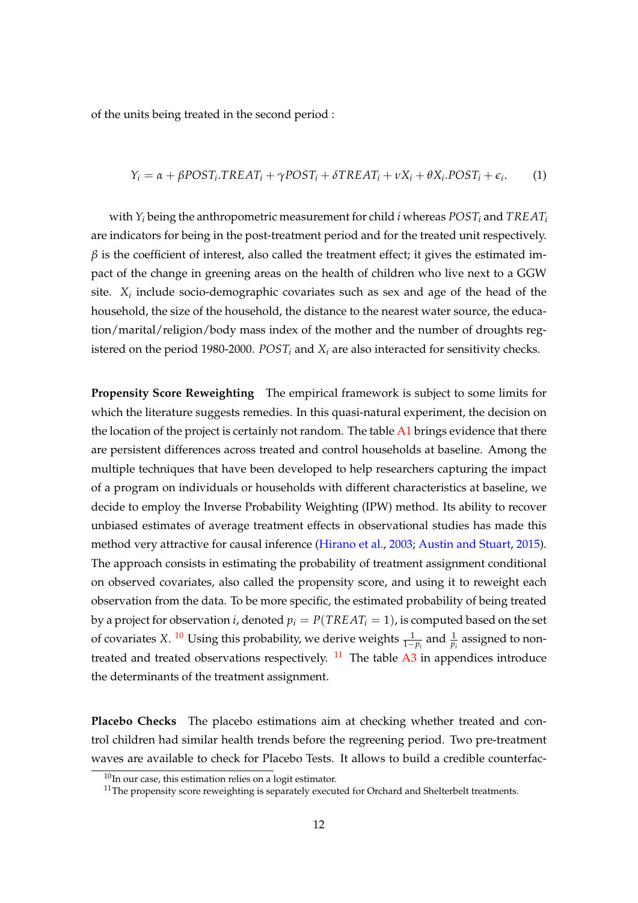of the units being treated in the second period :

$$Y_i = \alpha + \beta POST_i.TREAT_i + \gamma POST_i + \delta TREAT_i + \nu X_i + \theta X_i.POST_i + \epsilon_i. \qquad (1)$$

with $Y_i$ being the anthropometric measurement for child $i$ whereas $POST_i$ and $TREAT_i$ are indicators for being in the post-treatment period and for the treated unit respectively. $\beta$ is the coefficient of interest, also called the treatment effect; it gives the estimated impact of the change in greening areas on the health of children who live next to a GGW site. $X_i$ include socio-demographic covariates such as sex and age of the head of the household, the size of the household, the distance to the nearest water source, the education/marital/religion/body mass index of the mother and the number of droughts registered on the period 1980-2000. $POST_i$ and $X_i$ are also interacted for sensitivity checks.

**Propensity Score Reweighting** The empirical framework is subject to some limits for which the literature suggests remedies. In this quasi-natural experiment, the decision on the location of the project is certainly not random. The table A1 brings evidence that there are persistent differences across treated and control households at baseline. Among the multiple techniques that have been developed to help researchers capturing the impact of a program on individuals or households with different characteristics at baseline, we decide to employ the Inverse Probability Weighting (IPW) method. Its ability to recover unbiased estimates of average treatment effects in observational studies has made this method very attractive for causal inference (Hirano et al., 2003; Austin and Stuart, 2015). The approach consists in estimating the probability of treatment assignment conditional on observed covariates, also called the propensity score, and using it to reweight each observation from the data. To be more specific, the estimated probability of being treated by a project for observation $i$, denoted $p_i = P(TREAT_i = 1)$, is computed based on the set of covariates $X$. [10] Using this probability, we derive weights $\frac{1}{1-p_i}$ and $\frac{1}{p_i}$ assigned to non-treated and treated observations respectively. [11] The table A3 in appendices introduce the determinants of the treatment assignment.

**Placebo Checks** The placebo estimations aim at checking whether treated and control children had similar health trends before the regreening period. Two pre-treatment waves are available to check for Placebo Tests. It allows to build a credible counterfac-

[10] In our case, this estimation relies on a logit estimator.

[11] The propensity score reweighting is separately executed for Orchard and Shelterbelt treatments.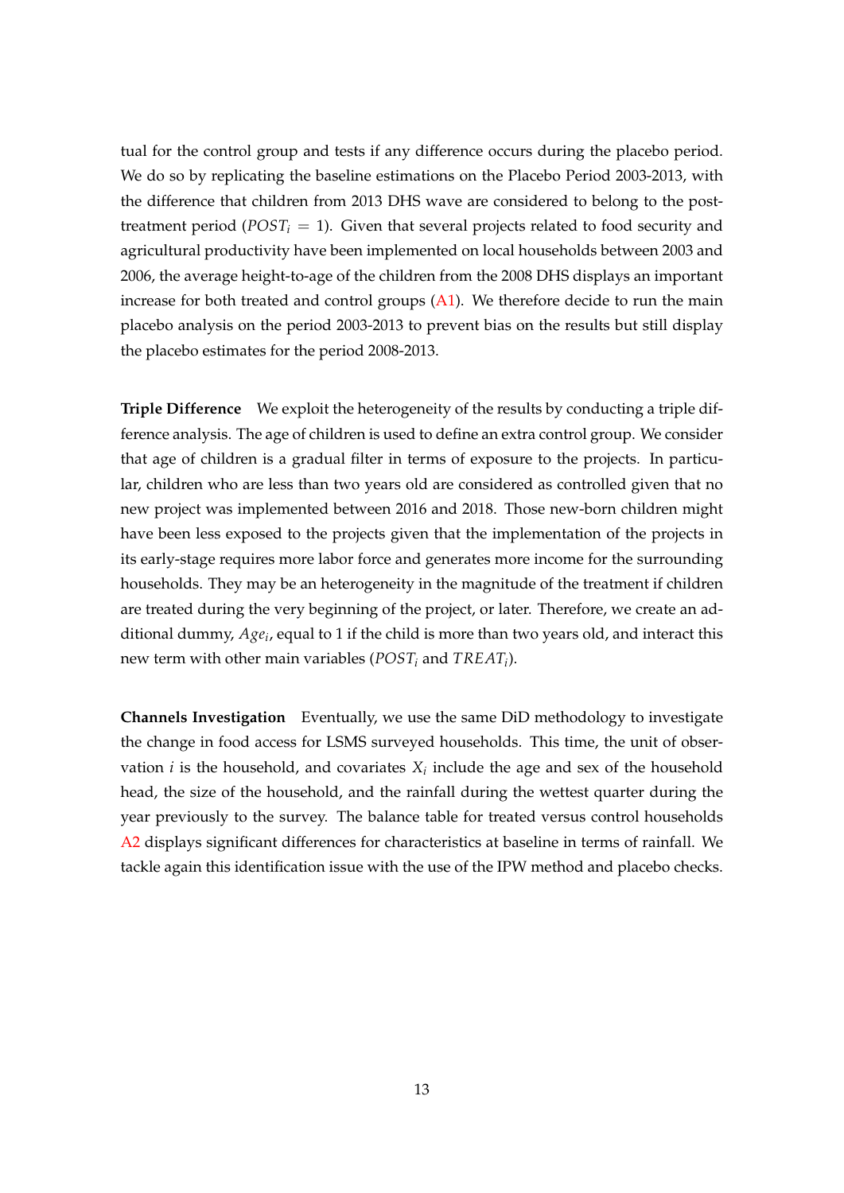tual for the control group and tests if any difference occurs during the placebo period. We do so by replicating the baseline estimations on the Placebo Period 2003-2013, with the difference that children from 2013 DHS wave are considered to belong to the post-treatment period ($POST_i = 1$). Given that several projects related to food security and agricultural productivity have been implemented on local households between 2003 and 2006, the average height-to-age of the children from the 2008 DHS displays an important increase for both treated and control groups (A1). We therefore decide to run the main placebo analysis on the period 2003-2013 to prevent bias on the results but still display the placebo estimates for the period 2008-2013.

**Triple Difference** We exploit the heterogeneity of the results by conducting a triple difference analysis. The age of children is used to define an extra control group. We consider that age of children is a gradual filter in terms of exposure to the projects. In particular, children who are less than two years old are considered as controlled given that no new project was implemented between 2016 and 2018. Those new-born children might have been less exposed to the projects given that the implementation of the projects in its early-stage requires more labor force and generates more income for the surrounding households. They may be an heterogeneity in the magnitude of the treatment if children are treated during the very beginning of the project, or later. Therefore, we create an additional dummy, $Age_i$, equal to 1 if the child is more than two years old, and interact this new term with other main variables ($POST_i$ and $TREAT_i$).

**Channels Investigation** Eventually, we use the same DiD methodology to investigate the change in food access for LSMS surveyed households. This time, the unit of observation $i$ is the household, and covariates $X_i$ include the age and sex of the household head, the size of the household, and the rainfall during the wettest quarter during the year previously to the survey. The balance table for treated versus control households A2 displays significant differences for characteristics at baseline in terms of rainfall. We tackle again this identification issue with the use of the IPW method and placebo checks.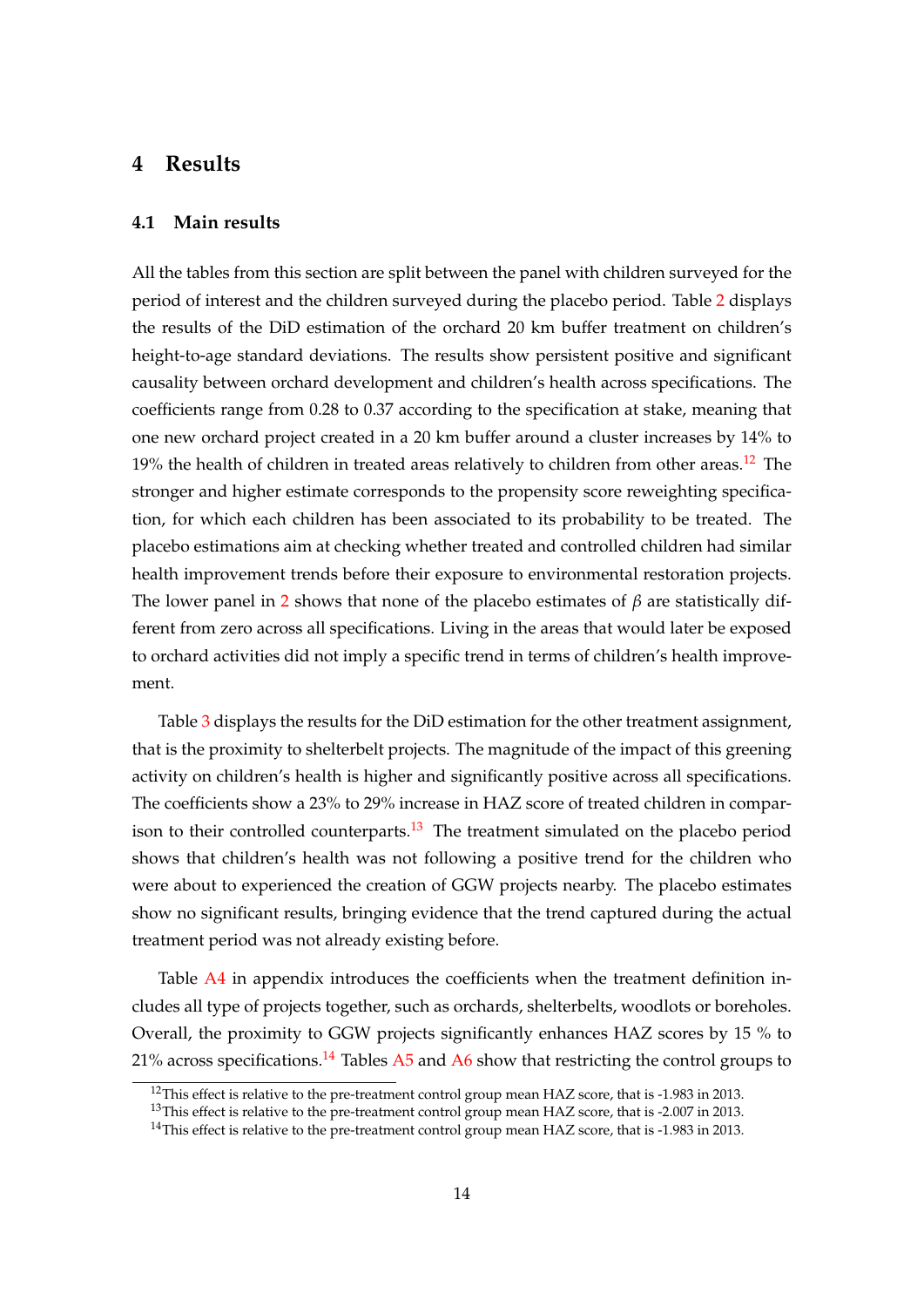## 4 Results

### 4.1 Main results

All the tables from this section are split between the panel with children surveyed for the period of interest and the children surveyed during the placebo period. Table 2 displays the results of the DiD estimation of the orchard 20 km buffer treatment on children's height-to-age standard deviations. The results show persistent positive and significant causality between orchard development and children's health across specifications. The coefficients range from 0.28 to 0.37 according to the specification at stake, meaning that one new orchard project created in a 20 km buffer around a cluster increases by 14% to 19% the health of children in treated areas relatively to children from other areas.[12] The stronger and higher estimate corresponds to the propensity score reweighting specification, for which each children has been associated to its probability to be treated. The placebo estimations aim at checking whether treated and controlled children had similar health improvement trends before their exposure to environmental restoration projects. The lower panel in 2 shows that none of the placebo estimates of $\beta$ are statistically different from zero across all specifications. Living in the areas that would later be exposed to orchard activities did not imply a specific trend in terms of children's health improvement.

Table 3 displays the results for the DiD estimation for the other treatment assignment, that is the proximity to shelterbelt projects. The magnitude of the impact of this greening activity on children's health is higher and significantly positive across all specifications. The coefficients show a 23% to 29% increase in HAZ score of treated children in comparison to their controlled counterparts.[13] The treatment simulated on the placebo period shows that children's health was not following a positive trend for the children who were about to experienced the creation of GGW projects nearby. The placebo estimates show no significant results, bringing evidence that the trend captured during the actual treatment period was not already existing before.

Table A4 in appendix introduces the coefficients when the treatment definition includes all type of projects together, such as orchards, shelterbelts, woodlots or boreholes. Overall, the proximity to GGW projects significantly enhances HAZ scores by 15 % to 21% across specifications.[14] Tables A5 and A6 show that restricting the control groups to

[12] This effect is relative to the pre-treatment control group mean HAZ score, that is -1.983 in 2013.

[13] This effect is relative to the pre-treatment control group mean HAZ score, that is -2.007 in 2013.

[14] This effect is relative to the pre-treatment control group mean HAZ score, that is -1.983 in 2013.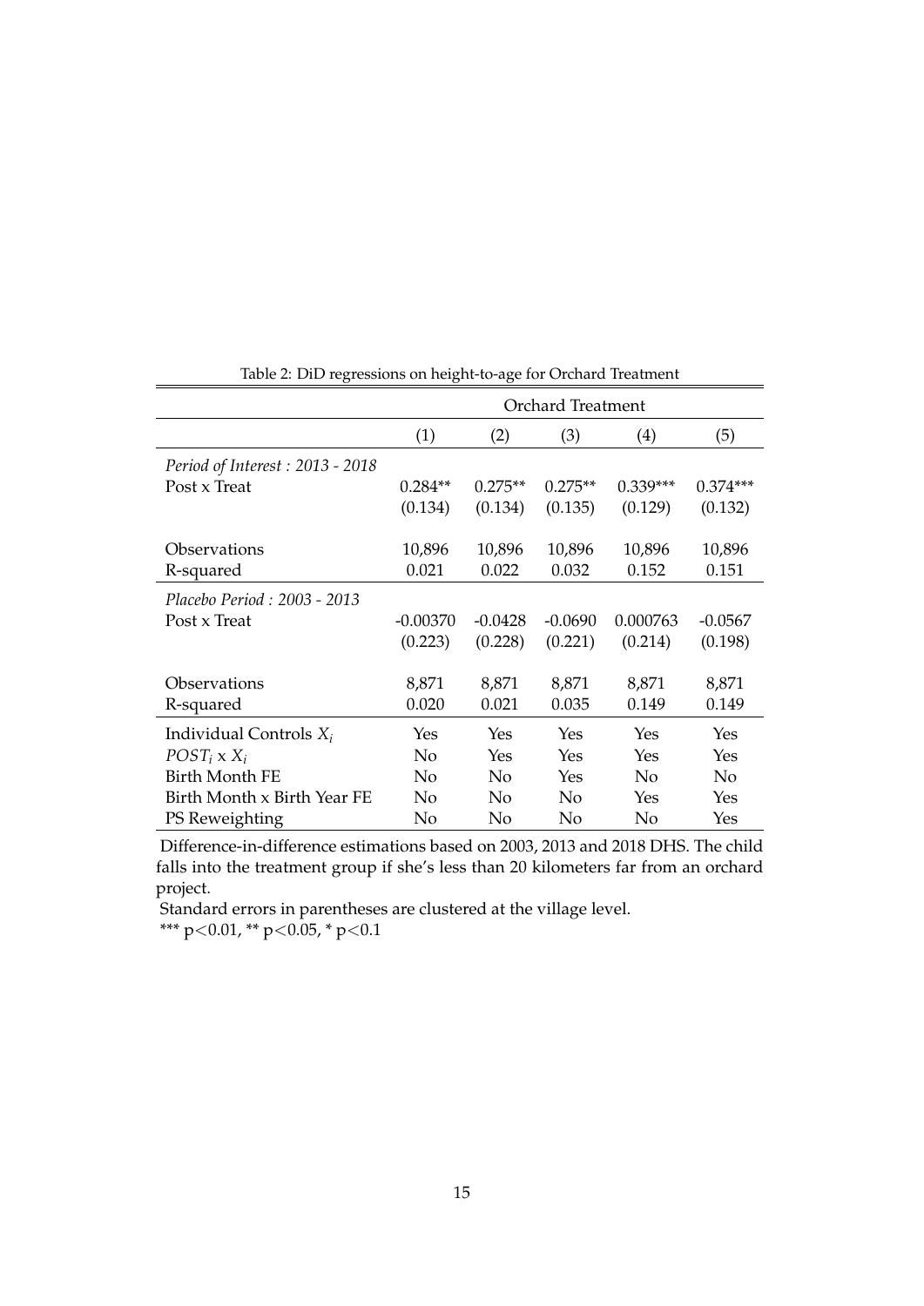Table 2: DiD regressions on height-to-age for Orchard Treatment

| | Orchard Treatment | | | | |
|---|---|---|---|---|---|
| | (1) | (2) | (3) | (4) | (5) |
| *Period of Interest : 2013 - 2018* | | | | | |
| Post x Treat | 0.284** | 0.275** | 0.275** | 0.339*** | 0.374*** |
| | (0.134) | (0.134) | (0.135) | (0.129) | (0.132) |
| Observations | 10,896 | 10,896 | 10,896 | 10,896 | 10,896 |
| R-squared | 0.021 | 0.022 | 0.032 | 0.152 | 0.151 |
| *Placebo Period : 2003 - 2013* | | | | | |
| Post x Treat | -0.00370 | -0.0428 | -0.0690 | 0.000763 | -0.0567 |
| | (0.223) | (0.228) | (0.221) | (0.214) | (0.198) |
| Observations | 8,871 | 8,871 | 8,871 | 8,871 | 8,871 |
| R-squared | 0.020 | 0.021 | 0.035 | 0.149 | 0.149 |
| Individual Controls $X_i$ | Yes | Yes | Yes | Yes | Yes |
| $POST_i$ x $X_i$ | No | Yes | Yes | Yes | Yes |
| Birth Month FE | No | No | Yes | No | No |
| Birth Month x Birth Year FE | No | No | No | Yes | Yes |
| PS Reweighting | No | No | No | No | Yes |

Difference-in-difference estimations based on 2003, 2013 and 2018 DHS. The child falls into the treatment group if she's less than 20 kilometers far from an orchard project.

Standard errors in parentheses are clustered at the village level.

*** p<0.01, ** p<0.05, * p<0.1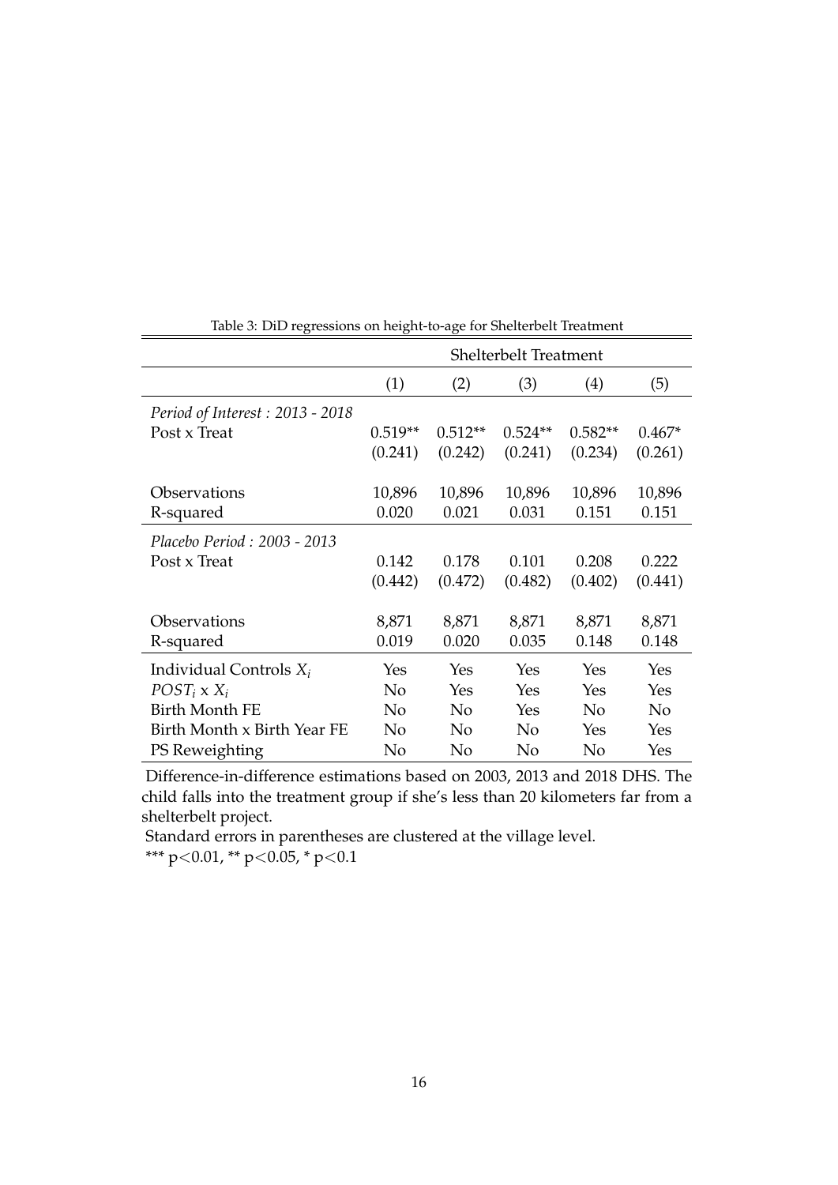Table 3: DiD regressions on height-to-age for Shelterbelt Treatment

| | Shelterbelt Treatment | | | | |
|---|---|---|---|---|---|
| | (1) | (2) | (3) | (4) | (5) |
| *Period of Interest : 2013 - 2018* | | | | | |
| Post x Treat | 0.519** | 0.512** | 0.524** | 0.582** | 0.467* |
| | (0.241) | (0.242) | (0.241) | (0.234) | (0.261) |
| Observations | 10,896 | 10,896 | 10,896 | 10,896 | 10,896 |
| R-squared | 0.020 | 0.021 | 0.031 | 0.151 | 0.151 |
| *Placebo Period : 2003 - 2013* | | | | | |
| Post x Treat | 0.142 | 0.178 | 0.101 | 0.208 | 0.222 |
| | (0.442) | (0.472) | (0.482) | (0.402) | (0.441) |
| Observations | 8,871 | 8,871 | 8,871 | 8,871 | 8,871 |
| R-squared | 0.019 | 0.020 | 0.035 | 0.148 | 0.148 |
| Individual Controls $X_i$ | Yes | Yes | Yes | Yes | Yes |
| $POST_i$ x $X_i$ | No | Yes | Yes | Yes | Yes |
| Birth Month FE | No | No | Yes | No | No |
| Birth Month x Birth Year FE | No | No | No | Yes | Yes |
| PS Reweighting | No | No | No | No | Yes |

Difference-in-difference estimations based on 2003, 2013 and 2018 DHS. The child falls into the treatment group if she's less than 20 kilometers far from a shelterbelt project.

Standard errors in parentheses are clustered at the village level.

*** $p<0.01$, ** $p<0.05$, * $p<0.1$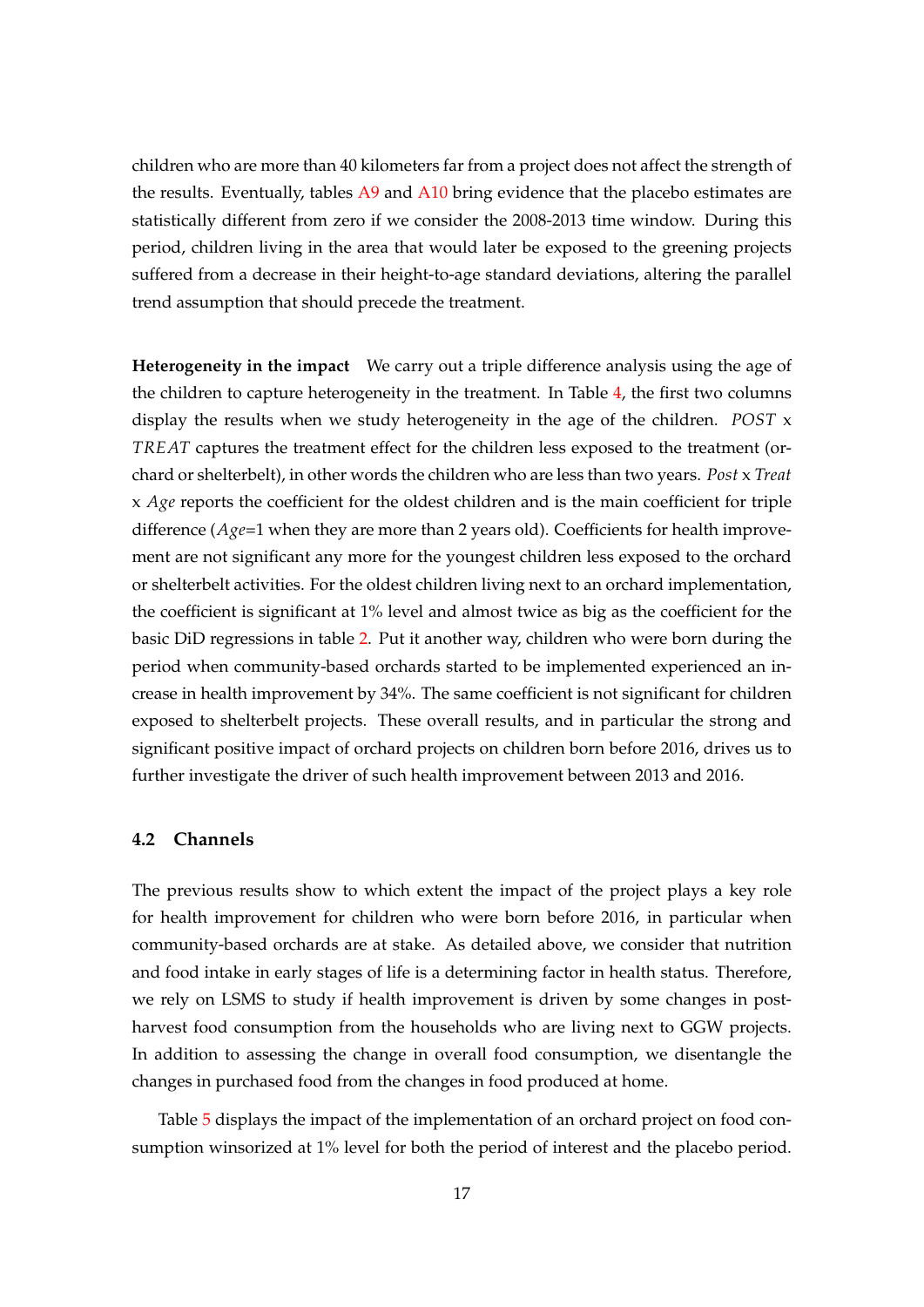children who are more than 40 kilometers far from a project does not affect the strength of the results. Eventually, tables A9 and A10 bring evidence that the placebo estimates are statistically different from zero if we consider the 2008-2013 time window. During this period, children living in the area that would later be exposed to the greening projects suffered from a decrease in their height-to-age standard deviations, altering the parallel trend assumption that should precede the treatment.

**Heterogeneity in the impact** We carry out a triple difference analysis using the age of the children to capture heterogeneity in the treatment. In Table 4, the first two columns display the results when we study heterogeneity in the age of the children. $POST$ x $TREAT$ captures the treatment effect for the children less exposed to the treatment (orchard or shelterbelt), in other words the children who are less than two years. *Post* x *Treat* x *Age* reports the coefficient for the oldest children and is the main coefficient for triple difference ($Age$=1 when they are more than 2 years old). Coefficients for health improvement are not significant any more for the youngest children less exposed to the orchard or shelterbelt activities. For the oldest children living next to an orchard implementation, the coefficient is significant at 1% level and almost twice as big as the coefficient for the basic DiD regressions in table 2. Put it another way, children who were born during the period when community-based orchards started to be implemented experienced an increase in health improvement by 34%. The same coefficient is not significant for children exposed to shelterbelt projects. These overall results, and in particular the strong and significant positive impact of orchard projects on children born before 2016, drives us to further investigate the driver of such health improvement between 2013 and 2016.

### 4.2 Channels

The previous results show to which extent the impact of the project plays a key role for health improvement for children who were born before 2016, in particular when community-based orchards are at stake. As detailed above, we consider that nutrition and food intake in early stages of life is a determining factor in health status. Therefore, we rely on LSMS to study if health improvement is driven by some changes in post-harvest food consumption from the households who are living next to GGW projects. In addition to assessing the change in overall food consumption, we disentangle the changes in purchased food from the changes in food produced at home.

Table 5 displays the impact of the implementation of an orchard project on food consumption winsorized at 1% level for both the period of interest and the placebo period.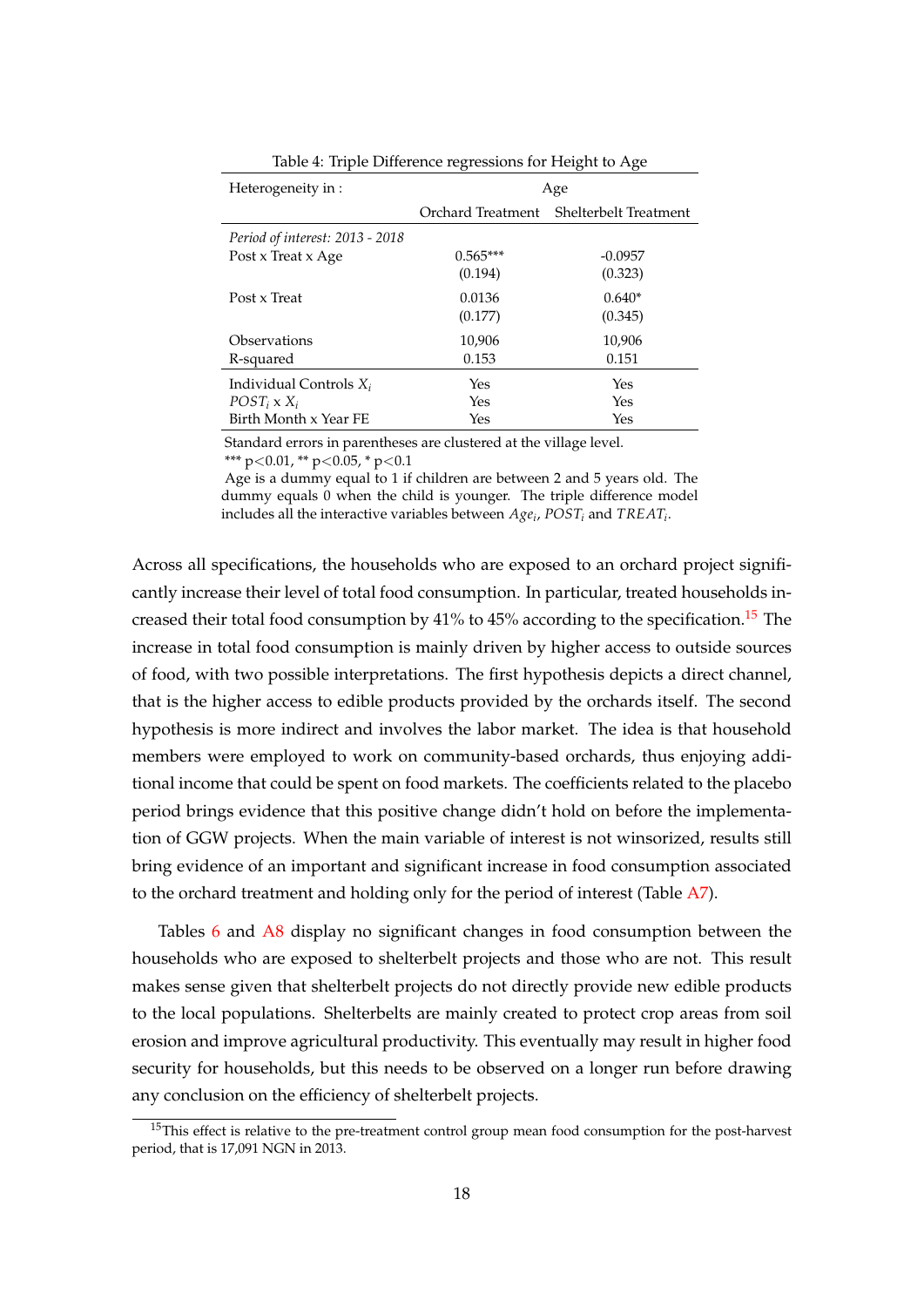Table 4: Triple Difference regressions for Height to Age

| Heterogeneity in : | Age | |
|---|---|---|
| | Orchard Treatment | Shelterbelt Treatment |
| *Period of interest: 2013 - 2018* | | |
| Post x Treat x Age | 0.565*** | -0.0957 |
| | (0.194) | (0.323) |
| Post x Treat | 0.0136 | 0.640* |
| | (0.177) | (0.345) |
| Observations | 10,906 | 10,906 |
| R-squared | 0.153 | 0.151 |
| Individual Controls $X_i$ | Yes | Yes |
| $POST_i$ x $X_i$ | Yes | Yes |
| Birth Month x Year FE | Yes | Yes |

Standard errors in parentheses are clustered at the village level.
*** p<0.01, ** p<0.05, * p<0.1
Age is a dummy equal to 1 if children are between 2 and 5 years old. The dummy equals 0 when the child is younger. The triple difference model includes all the interactive variables between $Age_i$, $POST_i$ and $TREAT_i$.

Across all specifications, the households who are exposed to an orchard project significantly increase their level of total food consumption. In particular, treated households increased their total food consumption by 41% to 45% according to the specification.[15] The increase in total food consumption is mainly driven by higher access to outside sources of food, with two possible interpretations. The first hypothesis depicts a direct channel, that is the higher access to edible products provided by the orchards itself. The second hypothesis is more indirect and involves the labor market. The idea is that household members were employed to work on community-based orchards, thus enjoying additional income that could be spent on food markets. The coefficients related to the placebo period brings evidence that this positive change didn't hold on before the implementation of GGW projects. When the main variable of interest is not winsorized, results still bring evidence of an important and significant increase in food consumption associated to the orchard treatment and holding only for the period of interest (Table A7).

Tables 6 and A8 display no significant changes in food consumption between the households who are exposed to shelterbelt projects and those who are not. This result makes sense given that shelterbelt projects do not directly provide new edible products to the local populations. Shelterbelts are mainly created to protect crop areas from soil erosion and improve agricultural productivity. This eventually may result in higher food security for households, but this needs to be observed on a longer run before drawing any conclusion on the efficiency of shelterbelt projects.

[15] This effect is relative to the pre-treatment control group mean food consumption for the post-harvest period, that is 17,091 NGN in 2013.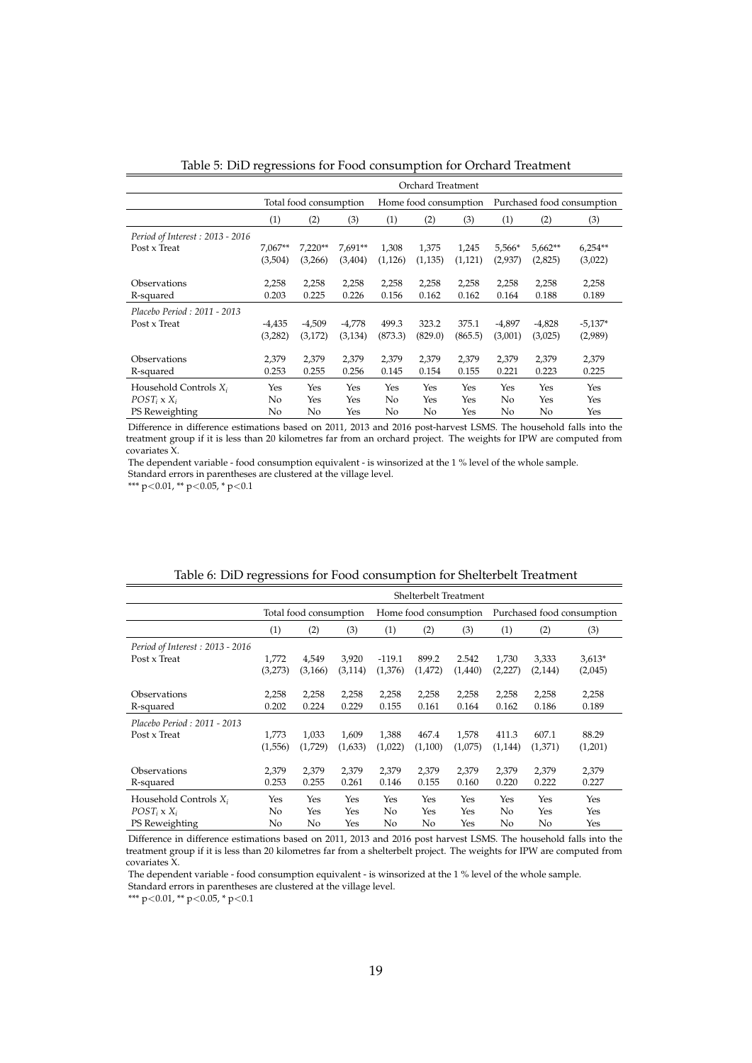Table 5: DiD regressions for Food consumption for Orchard Treatment

| | Orchard Treatment | | | | | | | | |
|---|---|---|---|---|---|---|---|---|---|
| | Total food consumption | | | Home food consumption | | | Purchased food consumption | | |
| | (1) | (2) | (3) | (1) | (2) | (3) | (1) | (2) | (3) |
| *Period of Interest : 2013 - 2016* | | | | | | | | | |
| Post x Treat | 7,067** | 7,220** | 7,691** | 1,308 | 1,375 | 1,245 | 5,566* | 5,662** | 6,254** |
| | (3,504) | (3,266) | (3,404) | (1,126) | (1,135) | (1,121) | (2,937) | (2,825) | (3,022) |
| Observations | 2,258 | 2,258 | 2,258 | 2,258 | 2,258 | 2,258 | 2,258 | 2,258 | 2,258 |
| R-squared | 0.203 | 0.225 | 0.226 | 0.156 | 0.162 | 0.162 | 0.164 | 0.188 | 0.189 |
| *Placebo Period : 2011 - 2013* | | | | | | | | | |
| Post x Treat | -4,435 | -4,509 | -4,778 | 499.3 | 323.2 | 375.1 | -4,897 | -4,828 | -5,137* |
| | (3,282) | (3,172) | (3,134) | (873.3) | (829.0) | (865.5) | (3,001) | (3,025) | (2,989) |
| Observations | 2,379 | 2,379 | 2,379 | 2,379 | 2,379 | 2,379 | 2,379 | 2,379 | 2,379 |
| R-squared | 0.253 | 0.255 | 0.256 | 0.145 | 0.154 | 0.155 | 0.221 | 0.223 | 0.225 |
| Household Controls $X_i$ | Yes | Yes | Yes | Yes | Yes | Yes | Yes | Yes | Yes |
| $POST_i$ x $X_i$ | No | Yes | Yes | No | Yes | Yes | No | Yes | Yes |
| PS Reweighting | No | No | Yes | No | No | Yes | No | No | Yes |

Difference in difference estimations based on 2011, 2013 and 2016 post-harvest LSMS. The household falls into the treatment group if it is less than 20 kilometres far from an orchard project. The weights for IPW are computed from covariates X.

The dependent variable - food consumption equivalent - is winsorized at the 1 % level of the whole sample.

Standard errors in parentheses are clustered at the village level.

*** p<0.01, ** p<0.05, * p<0.1

Table 6: DiD regressions for Food consumption for Shelterbelt Treatment

| | Shelterbelt Treatment | | | | | | | | |
|---|---|---|---|---|---|---|---|---|---|
| | Total food consumption | | | Home food consumption | | | Purchased food consumption | | |
| | (1) | (2) | (3) | (1) | (2) | (3) | (1) | (2) | (3) |
| *Period of Interest : 2013 - 2016* | | | | | | | | | |
| Post x Treat | 1,772 | 4,549 | 3,920 | -119.1 | 899.2 | 2.542 | 1,730 | 3,333 | 3,613* |
| | (3,273) | (3,166) | (3,114) | (1,376) | (1,472) | (1,440) | (2,227) | (2,144) | (2,045) |
| Observations | 2,258 | 2,258 | 2,258 | 2,258 | 2,258 | 2,258 | 2,258 | 2,258 | 2,258 |
| R-squared | 0.202 | 0.224 | 0.229 | 0.155 | 0.161 | 0.164 | 0.162 | 0.186 | 0.189 |
| *Placebo Period : 2011 - 2013* | | | | | | | | | |
| Post x Treat | 1,773 | 1,033 | 1,609 | 1,388 | 467.4 | 1,578 | 411.3 | 607.1 | 88.29 |
| | (1,556) | (1,729) | (1,633) | (1,022) | (1,100) | (1,075) | (1,144) | (1,371) | (1,201) |
| Observations | 2,379 | 2,379 | 2,379 | 2,379 | 2,379 | 2,379 | 2,379 | 2,379 | 2,379 |
| R-squared | 0.253 | 0.255 | 0.261 | 0.146 | 0.155 | 0.160 | 0.220 | 0.222 | 0.227 |
| Household Controls $X_i$ | Yes | Yes | Yes | Yes | Yes | Yes | Yes | Yes | Yes |
| $POST_i$ x $X_i$ | No | Yes | Yes | No | Yes | Yes | No | Yes | Yes |
| PS Reweighting | No | No | Yes | No | No | Yes | No | No | Yes |

Difference in difference estimations based on 2011, 2013 and 2016 post harvest LSMS. The household falls into the treatment group if it is less than 20 kilometres far from a shelterbelt project. The weights for IPW are computed from covariates X.

The dependent variable - food consumption equivalent - is winsorized at the 1 % level of the whole sample.

Standard errors in parentheses are clustered at the village level.

*** p<0.01, ** p<0.05, * p<0.1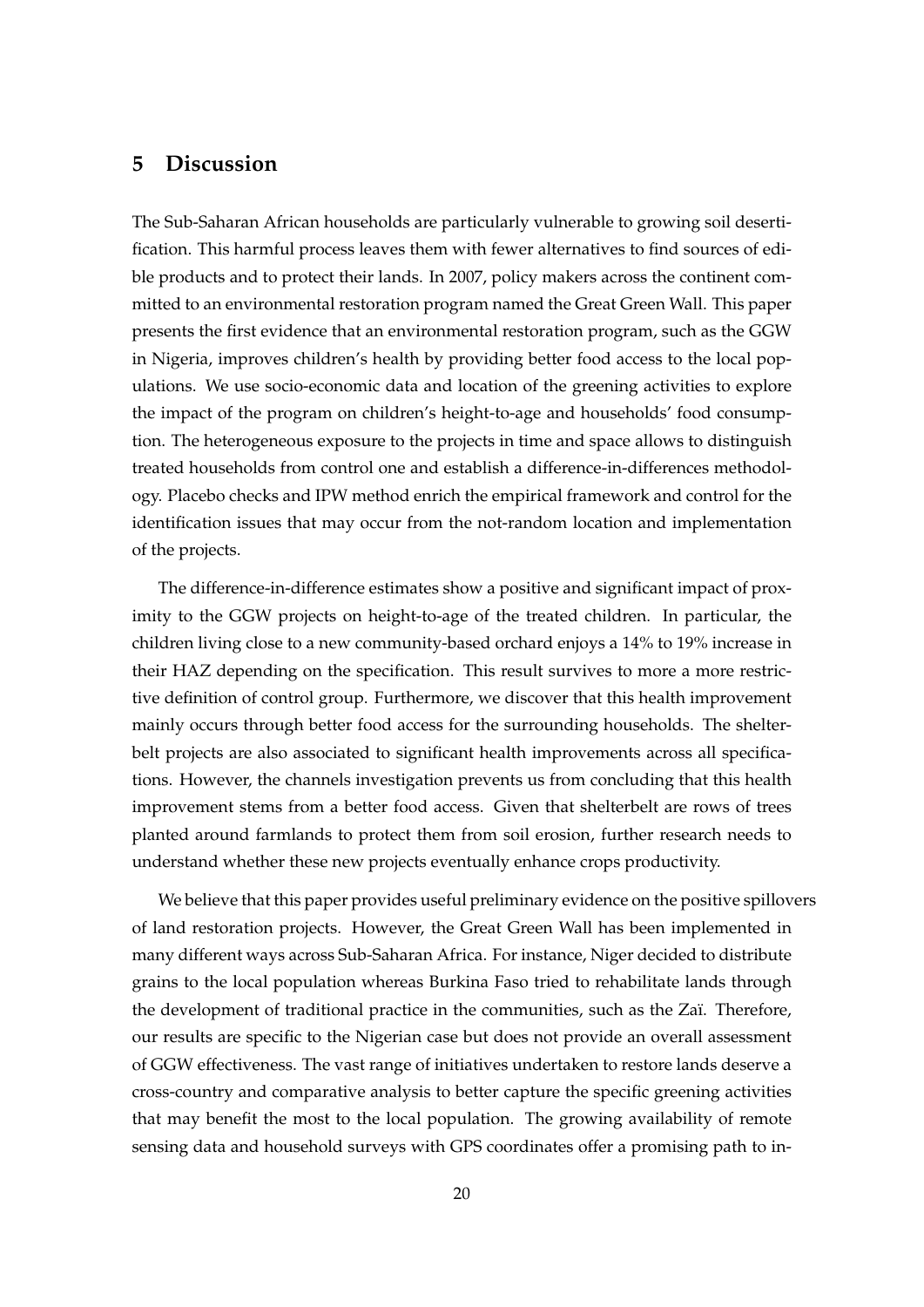## 5 Discussion

The Sub-Saharan African households are particularly vulnerable to growing soil desertification. This harmful process leaves them with fewer alternatives to find sources of edible products and to protect their lands. In 2007, policy makers across the continent committed to an environmental restoration program named the Great Green Wall. This paper presents the first evidence that an environmental restoration program, such as the GGW in Nigeria, improves children's health by providing better food access to the local populations. We use socio-economic data and location of the greening activities to explore the impact of the program on children's height-to-age and households' food consumption. The heterogeneous exposure to the projects in time and space allows to distinguish treated households from control one and establish a difference-in-differences methodology. Placebo checks and IPW method enrich the empirical framework and control for the identification issues that may occur from the not-random location and implementation of the projects.

The difference-in-difference estimates show a positive and significant impact of proximity to the GGW projects on height-to-age of the treated children. In particular, the children living close to a new community-based orchard enjoys a 14% to 19% increase in their HAZ depending on the specification. This result survives to more a more restrictive definition of control group. Furthermore, we discover that this health improvement mainly occurs through better food access for the surrounding households. The shelterbelt projects are also associated to significant health improvements across all specifications. However, the channels investigation prevents us from concluding that this health improvement stems from a better food access. Given that shelterbelt are rows of trees planted around farmlands to protect them from soil erosion, further research needs to understand whether these new projects eventually enhance crops productivity.

We believe that this paper provides useful preliminary evidence on the positive spillovers of land restoration projects. However, the Great Green Wall has been implemented in many different ways across Sub-Saharan Africa. For instance, Niger decided to distribute grains to the local population whereas Burkina Faso tried to rehabilitate lands through the development of traditional practice in the communities, such as the Zaï. Therefore, our results are specific to the Nigerian case but does not provide an overall assessment of GGW effectiveness. The vast range of initiatives undertaken to restore lands deserve a cross-country and comparative analysis to better capture the specific greening activities that may benefit the most to the local population. The growing availability of remote sensing data and household surveys with GPS coordinates offer a promising path to in-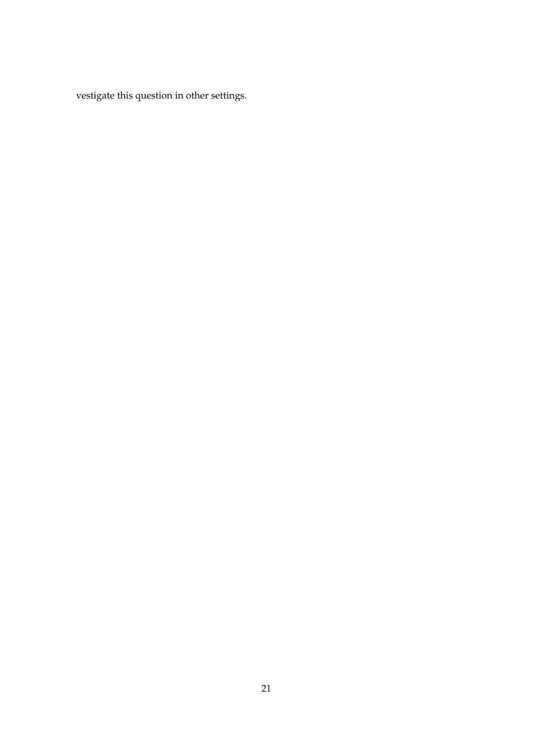vestigate this question in other settings.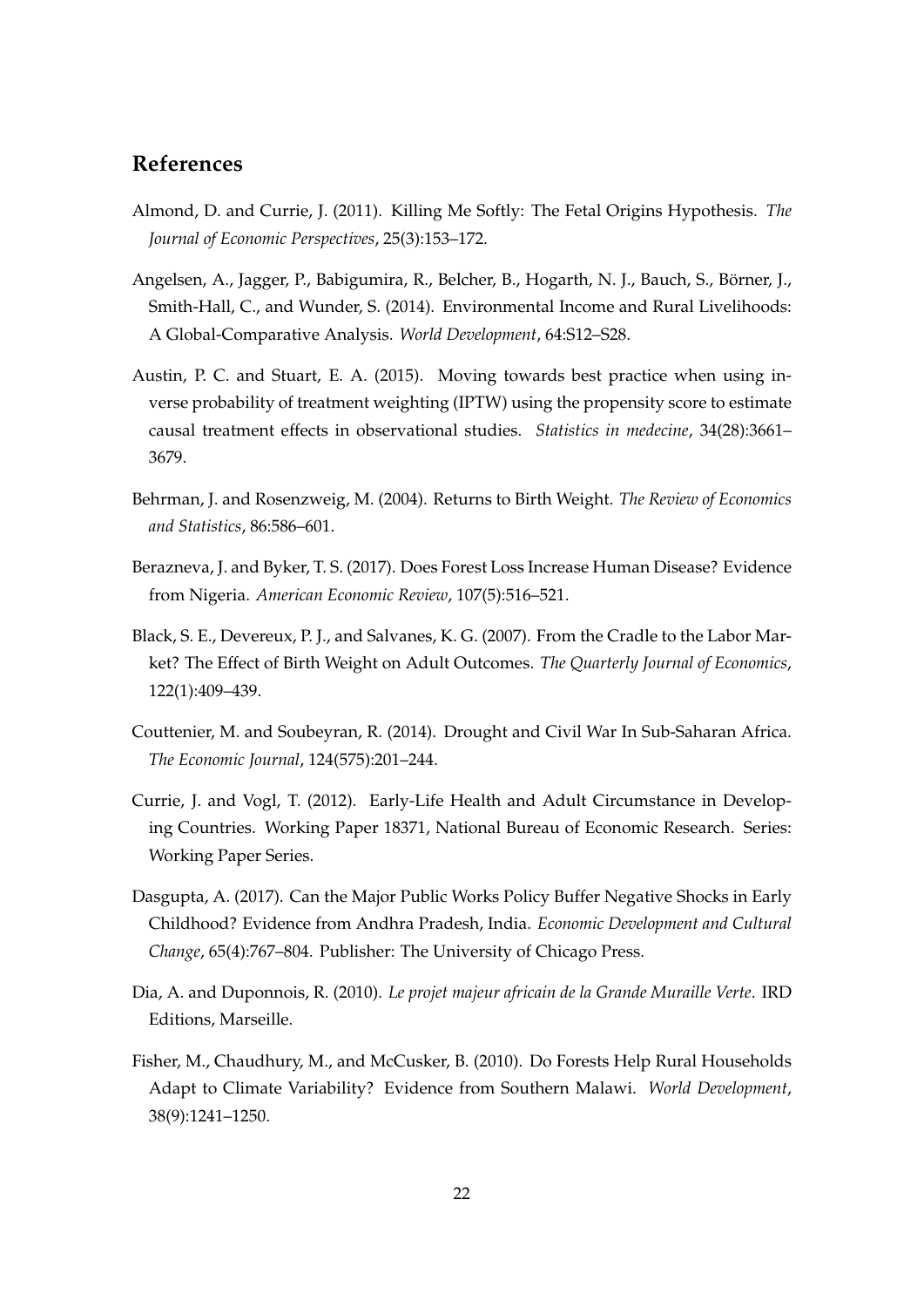## References

Almond, D. and Currie, J. (2011). Killing Me Softly: The Fetal Origins Hypothesis. *The Journal of Economic Perspectives*, 25(3):153–172.

Angelsen, A., Jagger, P., Babigumira, R., Belcher, B., Hogarth, N. J., Bauch, S., Börner, J., Smith-Hall, C., and Wunder, S. (2014). Environmental Income and Rural Livelihoods: A Global-Comparative Analysis. *World Development*, 64:S12–S28.

Austin, P. C. and Stuart, E. A. (2015). Moving towards best practice when using inverse probability of treatment weighting (IPTW) using the propensity score to estimate causal treatment effects in observational studies. *Statistics in medecine*, 34(28):3661–3679.

Behrman, J. and Rosenzweig, M. (2004). Returns to Birth Weight. *The Review of Economics and Statistics*, 86:586–601.

Berazneva, J. and Byker, T. S. (2017). Does Forest Loss Increase Human Disease? Evidence from Nigeria. *American Economic Review*, 107(5):516–521.

Black, S. E., Devereux, P. J., and Salvanes, K. G. (2007). From the Cradle to the Labor Market? The Effect of Birth Weight on Adult Outcomes. *The Quarterly Journal of Economics*, 122(1):409–439.

Couttenier, M. and Soubeyran, R. (2014). Drought and Civil War In Sub-Saharan Africa. *The Economic Journal*, 124(575):201–244.

Currie, J. and Vogl, T. (2012). Early-Life Health and Adult Circumstance in Developing Countries. Working Paper 18371, National Bureau of Economic Research. Series: Working Paper Series.

Dasgupta, A. (2017). Can the Major Public Works Policy Buffer Negative Shocks in Early Childhood? Evidence from Andhra Pradesh, India. *Economic Development and Cultural Change*, 65(4):767–804. Publisher: The University of Chicago Press.

Dia, A. and Duponnois, R. (2010). *Le projet majeur africain de la Grande Muraille Verte*. IRD Editions, Marseille.

Fisher, M., Chaudhury, M., and McCusker, B. (2010). Do Forests Help Rural Households Adapt to Climate Variability? Evidence from Southern Malawi. *World Development*, 38(9):1241–1250.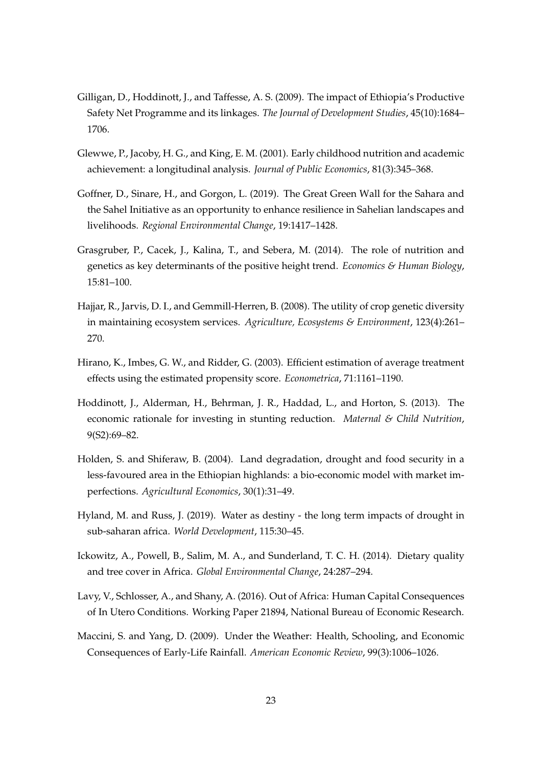Gilligan, D., Hoddinott, J., and Taffesse, A. S. (2009). The impact of Ethiopia's Productive Safety Net Programme and its linkages. *The Journal of Development Studies*, 45(10):1684–1706.

Glewwe, P., Jacoby, H. G., and King, E. M. (2001). Early childhood nutrition and academic achievement: a longitudinal analysis. *Journal of Public Economics*, 81(3):345–368.

Goffner, D., Sinare, H., and Gorgon, L. (2019). The Great Green Wall for the Sahara and the Sahel Initiative as an opportunity to enhance resilience in Sahelian landscapes and livelihoods. *Regional Environmental Change*, 19:1417–1428.

Grasgruber, P., Cacek, J., Kalina, T., and Sebera, M. (2014). The role of nutrition and genetics as key determinants of the positive height trend. *Economics & Human Biology*, 15:81–100.

Hajjar, R., Jarvis, D. I., and Gemmill-Herren, B. (2008). The utility of crop genetic diversity in maintaining ecosystem services. *Agriculture, Ecosystems & Environment*, 123(4):261–270.

Hirano, K., Imbes, G. W., and Ridder, G. (2003). Efficient estimation of average treatment effects using the estimated propensity score. *Econometrica*, 71:1161–1190.

Hoddinott, J., Alderman, H., Behrman, J. R., Haddad, L., and Horton, S. (2013). The economic rationale for investing in stunting reduction. *Maternal & Child Nutrition*, 9(S2):69–82.

Holden, S. and Shiferaw, B. (2004). Land degradation, drought and food security in a less-favoured area in the Ethiopian highlands: a bio-economic model with market imperfections. *Agricultural Economics*, 30(1):31–49.

Hyland, M. and Russ, J. (2019). Water as destiny - the long term impacts of drought in sub-saharan africa. *World Development*, 115:30–45.

Ickowitz, A., Powell, B., Salim, M. A., and Sunderland, T. C. H. (2014). Dietary quality and tree cover in Africa. *Global Environmental Change*, 24:287–294.

Lavy, V., Schlosser, A., and Shany, A. (2016). Out of Africa: Human Capital Consequences of In Utero Conditions. Working Paper 21894, National Bureau of Economic Research.

Maccini, S. and Yang, D. (2009). Under the Weather: Health, Schooling, and Economic Consequences of Early-Life Rainfall. *American Economic Review*, 99(3):1006–1026.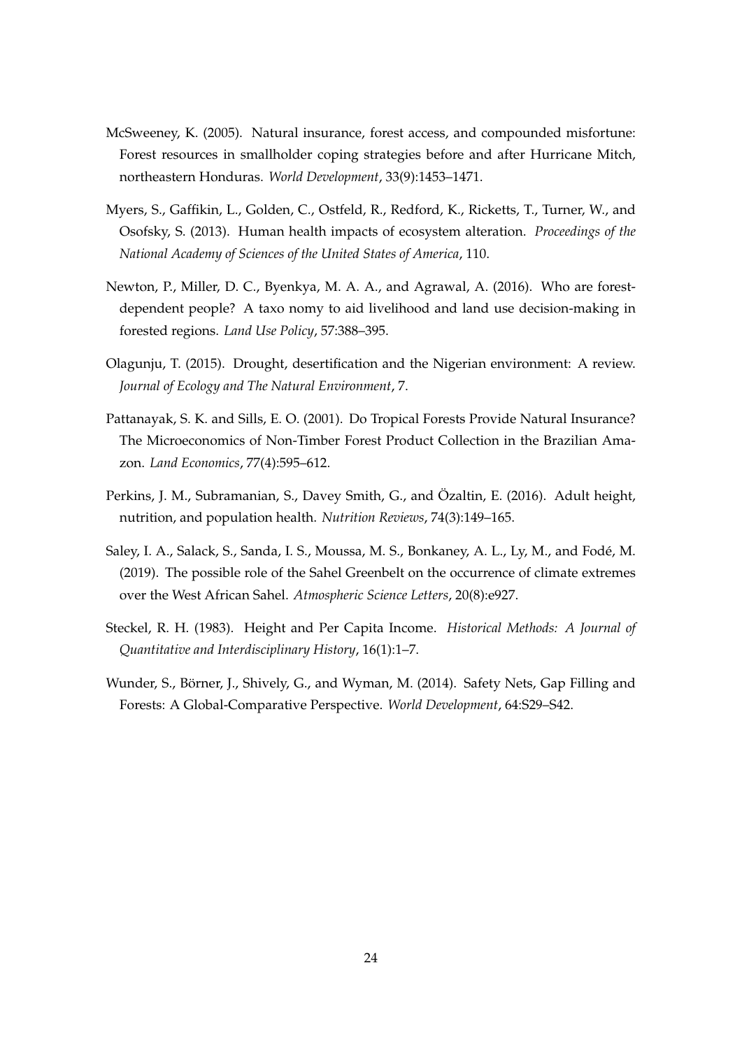McSweeney, K. (2005). Natural insurance, forest access, and compounded misfortune: Forest resources in smallholder coping strategies before and after Hurricane Mitch, northeastern Honduras. *World Development*, 33(9):1453–1471.

Myers, S., Gaffikin, L., Golden, C., Ostfeld, R., Redford, K., Ricketts, T., Turner, W., and Osofsky, S. (2013). Human health impacts of ecosystem alteration. *Proceedings of the National Academy of Sciences of the United States of America*, 110.

Newton, P., Miller, D. C., Byenkya, M. A. A., and Agrawal, A. (2016). Who are forest-dependent people? A taxo nomy to aid livelihood and land use decision-making in forested regions. *Land Use Policy*, 57:388–395.

Olagunju, T. (2015). Drought, desertification and the Nigerian environment: A review. *Journal of Ecology and The Natural Environment*, 7.

Pattanayak, S. K. and Sills, E. O. (2001). Do Tropical Forests Provide Natural Insurance? The Microeconomics of Non-Timber Forest Product Collection in the Brazilian Amazon. *Land Economics*, 77(4):595–612.

Perkins, J. M., Subramanian, S., Davey Smith, G., and Özaltin, E. (2016). Adult height, nutrition, and population health. *Nutrition Reviews*, 74(3):149–165.

Saley, I. A., Salack, S., Sanda, I. S., Moussa, M. S., Bonkaney, A. L., Ly, M., and Fodé, M. (2019). The possible role of the Sahel Greenbelt on the occurrence of climate extremes over the West African Sahel. *Atmospheric Science Letters*, 20(8):e927.

Steckel, R. H. (1983). Height and Per Capita Income. *Historical Methods: A Journal of Quantitative and Interdisciplinary History*, 16(1):1–7.

Wunder, S., Börner, J., Shively, G., and Wyman, M. (2014). Safety Nets, Gap Filling and Forests: A Global-Comparative Perspective. *World Development*, 64:S29–S42.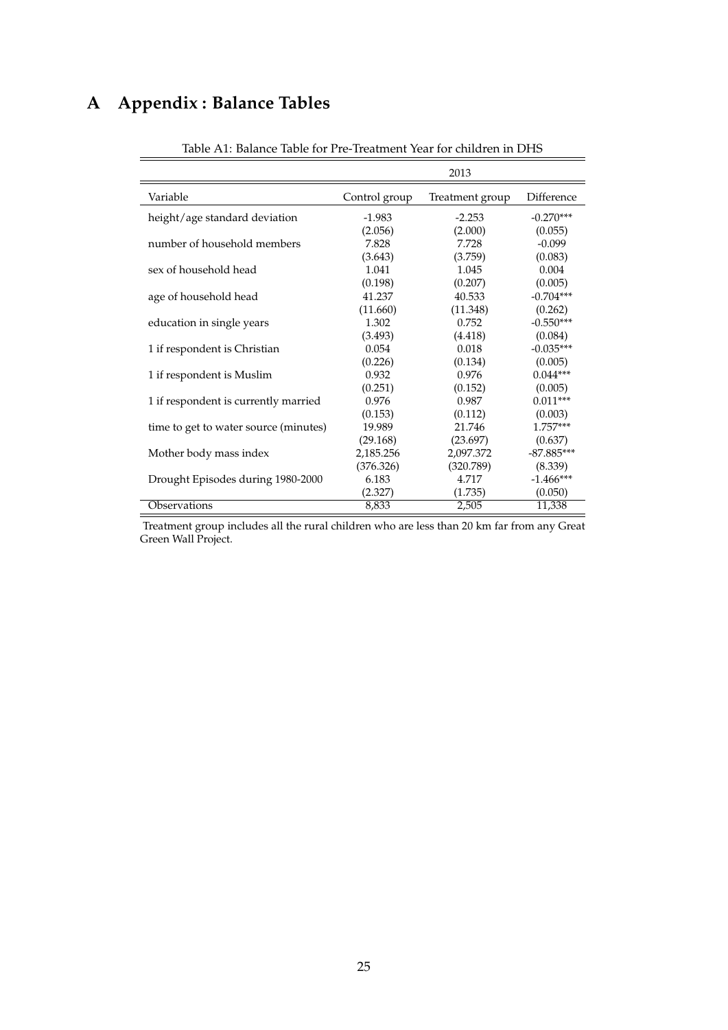# A Appendix : Balance Tables

Table A1: Balance Table for Pre-Treatment Year for children in DHS

| | 2013 | | |
|---|---|---|---|
| Variable | Control group | Treatment group | Difference |
| height/age standard deviation | -1.983 | -2.253 | -0.270*** |
| | (2.056) | (2.000) | (0.055) |
| number of household members | 7.828 | 7.728 | -0.099 |
| | (3.643) | (3.759) | (0.083) |
| sex of household head | 1.041 | 1.045 | 0.004 |
| | (0.198) | (0.207) | (0.005) |
| age of household head | 41.237 | 40.533 | -0.704*** |
| | (11.660) | (11.348) | (0.262) |
| education in single years | 1.302 | 0.752 | -0.550*** |
| | (3.493) | (4.418) | (0.084) |
| 1 if respondent is Christian | 0.054 | 0.018 | -0.035*** |
| | (0.226) | (0.134) | (0.005) |
| 1 if respondent is Muslim | 0.932 | 0.976 | 0.044*** |
| | (0.251) | (0.152) | (0.005) |
| 1 if respondent is currently married | 0.976 | 0.987 | 0.011*** |
| | (0.153) | (0.112) | (0.003) |
| time to get to water source (minutes) | 19.989 | 21.746 | 1.757*** |
| | (29.168) | (23.697) | (0.637) |
| Mother body mass index | 2,185.256 | 2,097.372 | -87.885*** |
| | (376.326) | (320.789) | (8.339) |
| Drought Episodes during 1980-2000 | 6.183 | 4.717 | -1.466*** |
| | (2.327) | (1.735) | (0.050) |
| Observations | 8,833 | 2,505 | 11,338 |

Treatment group includes all the rural children who are less than 20 km far from any Great Green Wall Project.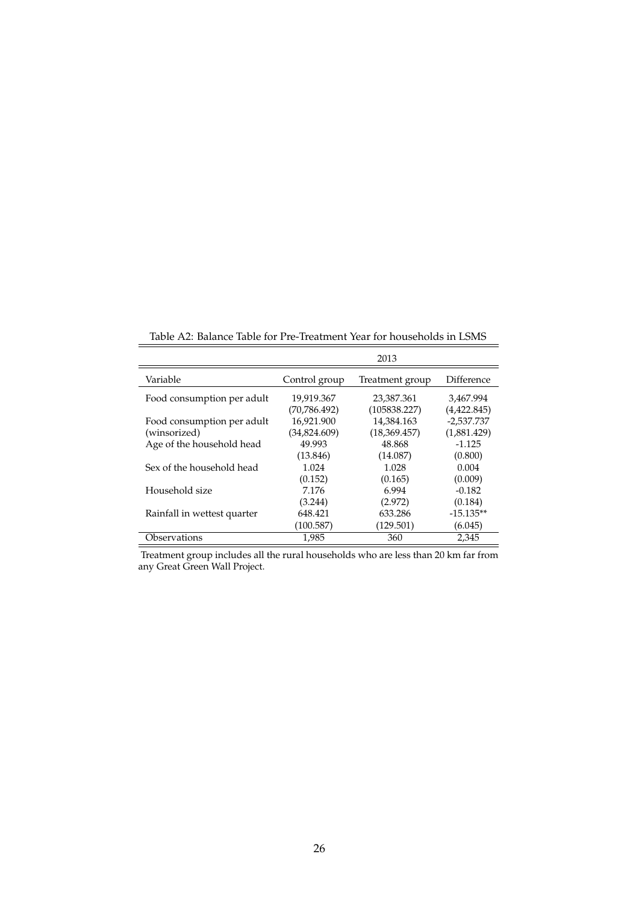Table A2: Balance Table for Pre-Treatment Year for households in LSMS

| | 2013 | | |
|---|---|---|---|
| Variable | Control group | Treatment group | Difference |
| Food consumption per adult | 19,919.367 | 23,387.361 | 3,467.994 |
| | (70,786.492) | (105838.227) | (4,422.845) |
| Food consumption per adult (winsorized) | 16,921.900 | 14,384.163 | -2,537.737 |
| | (34,824.609) | (18,369.457) | (1,881.429) |
| Age of the household head | 49.993 | 48.868 | -1.125 |
| | (13.846) | (14.087) | (0.800) |
| Sex of the household head | 1.024 | 1.028 | 0.004 |
| | (0.152) | (0.165) | (0.009) |
| Household size | 7.176 | 6.994 | -0.182 |
| | (3.244) | (2.972) | (0.184) |
| Rainfall in wettest quarter | 648.421 | 633.286 | -15.135** |
| | (100.587) | (129.501) | (6.045) |
| Observations | 1,985 | 360 | 2,345 |

Treatment group includes all the rural households who are less than 20 km far from any Great Green Wall Project.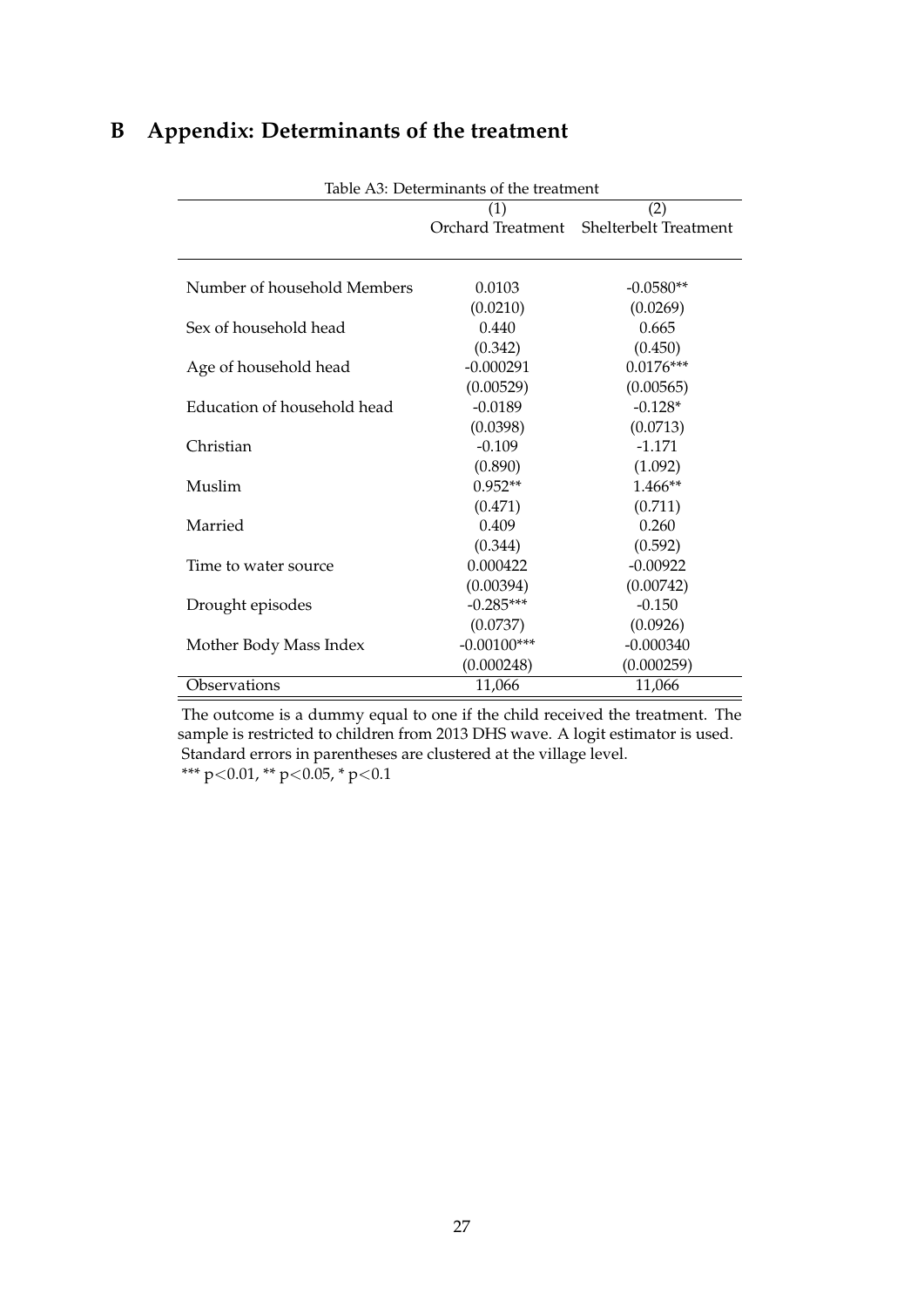# B Appendix: Determinants of the treatment

Table A3: Determinants of the treatment

| | (1) | (2) |
|---|---|---|
| | Orchard Treatment | Shelterbelt Treatment |
| Number of household Members | 0.0103 | -0.0580** |
| | (0.0210) | (0.0269) |
| Sex of household head | 0.440 | 0.665 |
| | (0.342) | (0.450) |
| Age of household head | -0.000291 | 0.0176*** |
| | (0.00529) | (0.00565) |
| Education of household head | -0.0189 | -0.128* |
| | (0.0398) | (0.0713) |
| Christian | -0.109 | -1.171 |
| | (0.890) | (1.092) |
| Muslim | 0.952** | 1.466** |
| | (0.471) | (0.711) |
| Married | 0.409 | 0.260 |
| | (0.344) | (0.592) |
| Time to water source | 0.000422 | -0.00922 |
| | (0.00394) | (0.00742) |
| Drought episodes | -0.285*** | -0.150 |
| | (0.0737) | (0.0926) |
| Mother Body Mass Index | -0.00100*** | -0.000340 |
| | (0.000248) | (0.000259) |
| Observations | 11,066 | 11,066 |

The outcome is a dummy equal to one if the child received the treatment. The sample is restricted to children from 2013 DHS wave. A logit estimator is used. Standard errors in parentheses are clustered at the village level.
*** $p<0.01$, ** $p<0.05$, * $p<0.1$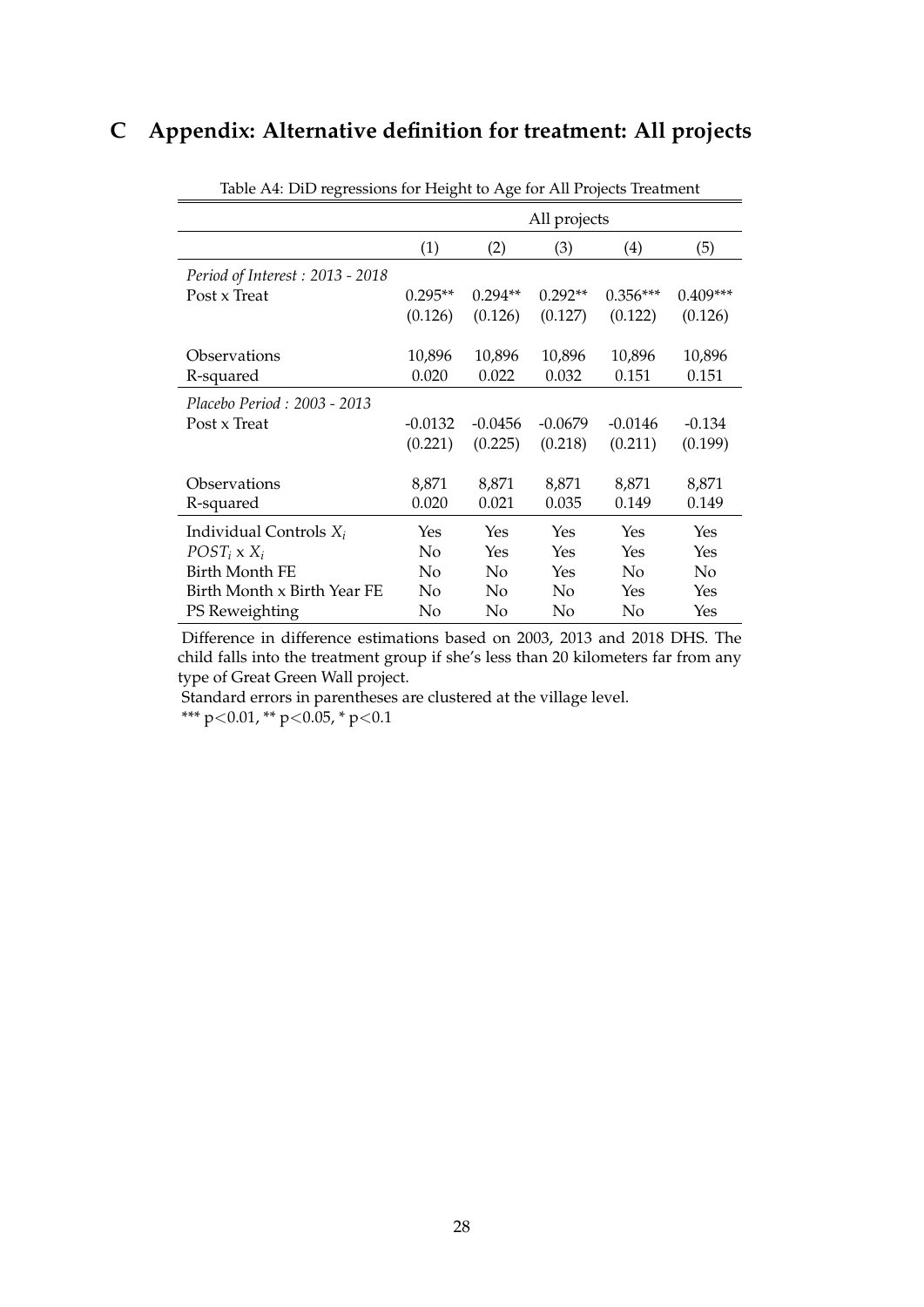# C Appendix: Alternative definition for treatment: All projects

Table A4: DiD regressions for Height to Age for All Projects Treatment

| | All projects | | | | |
|---|---|---|---|---|---|
| | (1) | (2) | (3) | (4) | (5) |
| *Period of Interest : 2013 - 2018* | | | | | |
| Post x Treat | 0.295** | 0.294** | 0.292** | 0.356*** | 0.409*** |
| | (0.126) | (0.126) | (0.127) | (0.122) | (0.126) |
| Observations | 10,896 | 10,896 | 10,896 | 10,896 | 10,896 |
| R-squared | 0.020 | 0.022 | 0.032 | 0.151 | 0.151 |
| *Placebo Period : 2003 - 2013* | | | | | |
| Post x Treat | -0.0132 | -0.0456 | -0.0679 | -0.0146 | -0.134 |
| | (0.221) | (0.225) | (0.218) | (0.211) | (0.199) |
| Observations | 8,871 | 8,871 | 8,871 | 8,871 | 8,871 |
| R-squared | 0.020 | 0.021 | 0.035 | 0.149 | 0.149 |
| Individual Controls $X_i$ | Yes | Yes | Yes | Yes | Yes |
| $POST_i$ x $X_i$ | No | Yes | Yes | Yes | Yes |
| Birth Month FE | No | No | Yes | No | No |
| Birth Month x Birth Year FE | No | No | No | Yes | Yes |
| PS Reweighting | No | No | No | No | Yes |

Difference in difference estimations based on 2003, 2013 and 2018 DHS. The child falls into the treatment group if she's less than 20 kilometers far from any type of Great Green Wall project.

Standard errors in parentheses are clustered at the village level.

*** $p<0.01$, ** $p<0.05$, * $p<0.1$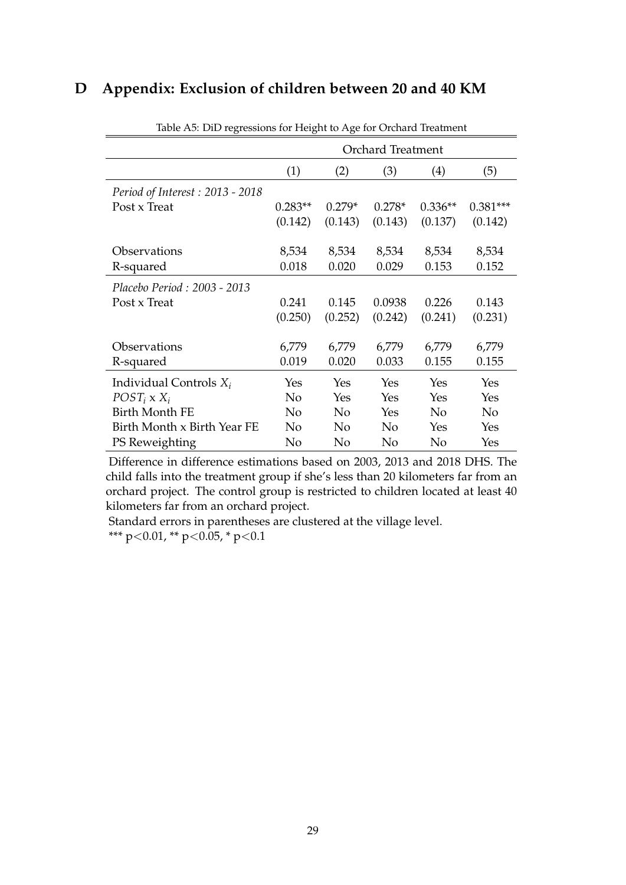## D Appendix: Exclusion of children between 20 and 40 KM

Table A5: DiD regressions for Height to Age for Orchard Treatment

| | Orchard Treatment | | | | |
|---|---|---|---|---|---|
| | (1) | (2) | (3) | (4) | (5) |
| *Period of Interest : 2013 - 2018* | | | | | |
| Post x Treat | 0.283** | 0.279* | 0.278* | 0.336** | 0.381*** |
| | (0.142) | (0.143) | (0.143) | (0.137) | (0.142) |
| Observations | 8,534 | 8,534 | 8,534 | 8,534 | 8,534 |
| R-squared | 0.018 | 0.020 | 0.029 | 0.153 | 0.152 |
| *Placebo Period : 2003 - 2013* | | | | | |
| Post x Treat | 0.241 | 0.145 | 0.0938 | 0.226 | 0.143 |
| | (0.250) | (0.252) | (0.242) | (0.241) | (0.231) |
| Observations | 6,779 | 6,779 | 6,779 | 6,779 | 6,779 |
| R-squared | 0.019 | 0.020 | 0.033 | 0.155 | 0.155 |
| Individual Controls $X_i$ | Yes | Yes | Yes | Yes | Yes |
| $POST_i$ x $X_i$ | No | Yes | Yes | Yes | Yes |
| Birth Month FE | No | No | Yes | No | No |
| Birth Month x Birth Year FE | No | No | No | Yes | Yes |
| PS Reweighting | No | No | No | No | Yes |

Difference in difference estimations based on 2003, 2013 and 2018 DHS. The child falls into the treatment group if she's less than 20 kilometers far from an orchard project. The control group is restricted to children located at least 40 kilometers far from an orchard project.

Standard errors in parentheses are clustered at the village level.

*** $p<0.01$, ** $p<0.05$, * $p<0.1$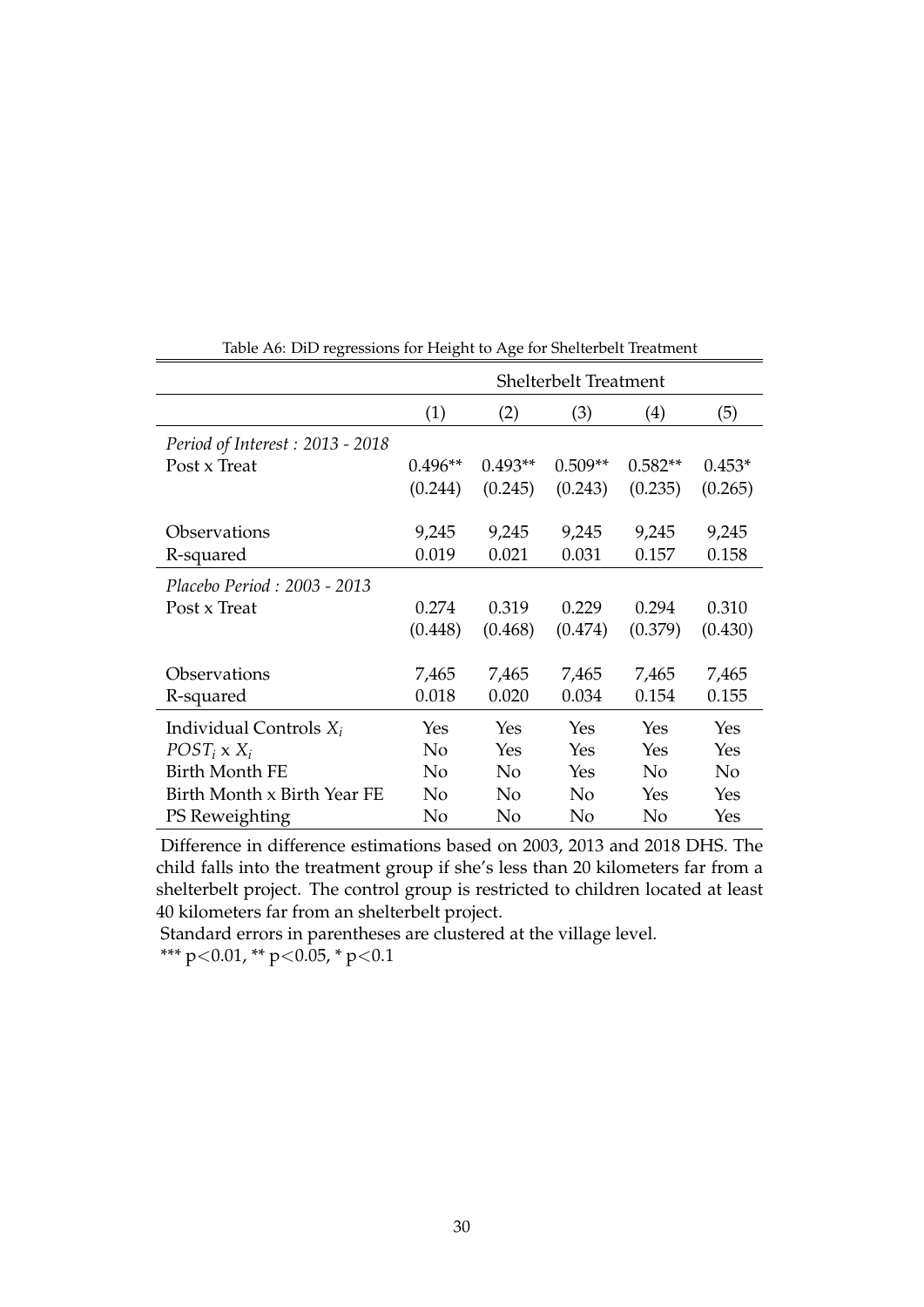Table A6: DiD regressions for Height to Age for Shelterbelt Treatment

| | Shelterbelt Treatment | | | | |
|---|---|---|---|---|---|
| | (1) | (2) | (3) | (4) | (5) |
| *Period of Interest : 2013 - 2018* | | | | | |
| Post x Treat | 0.496** | 0.493** | 0.509** | 0.582** | 0.453* |
| | (0.244) | (0.245) | (0.243) | (0.235) | (0.265) |
| Observations | 9,245 | 9,245 | 9,245 | 9,245 | 9,245 |
| R-squared | 0.019 | 0.021 | 0.031 | 0.157 | 0.158 |
| *Placebo Period : 2003 - 2013* | | | | | |
| Post x Treat | 0.274 | 0.319 | 0.229 | 0.294 | 0.310 |
| | (0.448) | (0.468) | (0.474) | (0.379) | (0.430) |
| Observations | 7,465 | 7,465 | 7,465 | 7,465 | 7,465 |
| R-squared | 0.018 | 0.020 | 0.034 | 0.154 | 0.155 |
| Individual Controls $X_i$ | Yes | Yes | Yes | Yes | Yes |
| $POST_i$ x $X_i$ | No | Yes | Yes | Yes | Yes |
| Birth Month FE | No | No | Yes | No | No |
| Birth Month x Birth Year FE | No | No | No | Yes | Yes |
| PS Reweighting | No | No | No | No | Yes |

Difference in difference estimations based on 2003, 2013 and 2018 DHS. The child falls into the treatment group if she's less than 20 kilometers far from a shelterbelt project. The control group is restricted to children located at least 40 kilometers far from an shelterbelt project.

Standard errors in parentheses are clustered at the village level.

*** p<0.01, ** p<0.05, * p<0.1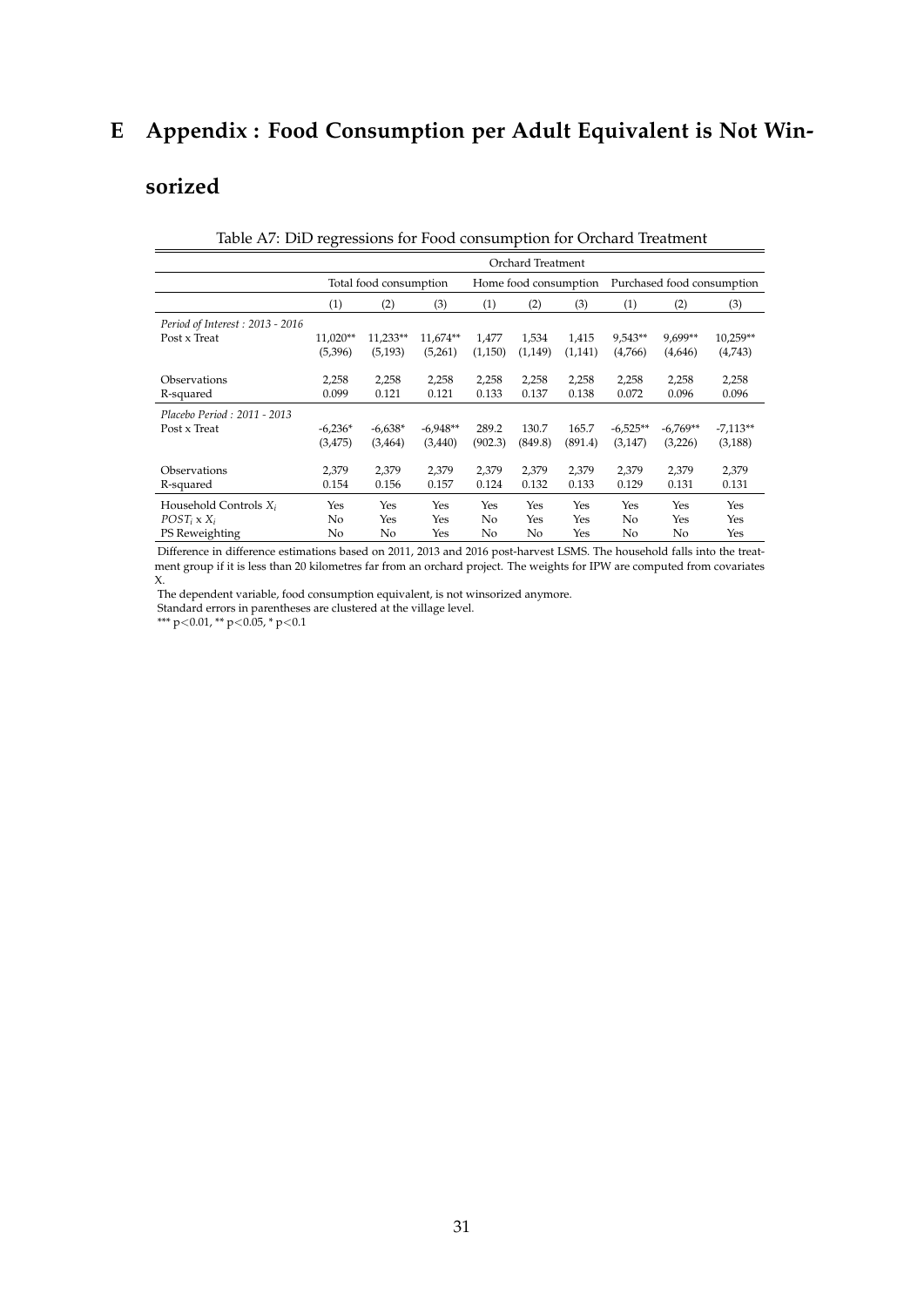# E Appendix : Food Consumption per Adult Equivalent is Not Winsorized

Table A7: DiD regressions for Food consumption for Orchard Treatment

| | Orchard Treatment | | | | | | | | |
|---|---|---|---|---|---|---|---|---|---|
| | Total food consumption | | | Home food consumption | | | Purchased food consumption | | |
| | (1) | (2) | (3) | (1) | (2) | (3) | (1) | (2) | (3) |
| *Period of Interest : 2013 - 2016* | | | | | | | | | |
| Post x Treat | 11,020** | 11,233** | 11,674** | 1,477 | 1,534 | 1,415 | 9,543** | 9,699** | 10,259** |
| | (5,396) | (5,193) | (5,261) | (1,150) | (1,149) | (1,141) | (4,766) | (4,646) | (4,743) |
| Observations | 2,258 | 2,258 | 2,258 | 2,258 | 2,258 | 2,258 | 2,258 | 2,258 | 2,258 |
| R-squared | 0.099 | 0.121 | 0.121 | 0.133 | 0.137 | 0.138 | 0.072 | 0.096 | 0.096 |
| *Placebo Period : 2011 - 2013* | | | | | | | | | |
| Post x Treat | -6,236* | -6,638* | -6,948** | 289.2 | 130.7 | 165.7 | -6,525** | -6,769** | -7,113** |
| | (3,475) | (3,464) | (3,440) | (902.3) | (849.8) | (891.4) | (3,147) | (3,226) | (3,188) |
| Observations | 2,379 | 2,379 | 2,379 | 2,379 | 2,379 | 2,379 | 2,379 | 2,379 | 2,379 |
| R-squared | 0.154 | 0.156 | 0.157 | 0.124 | 0.132 | 0.133 | 0.129 | 0.131 | 0.131 |
| Household Controls $X_i$ | Yes | Yes | Yes | Yes | Yes | Yes | Yes | Yes | Yes |
| $POST_i$ x $X_i$ | No | Yes | Yes | No | Yes | Yes | No | Yes | Yes |
| PS Reweighting | No | No | Yes | No | No | Yes | No | No | Yes |

Difference in difference estimations based on 2011, 2013 and 2016 post-harvest LSMS. The household falls into the treatment group if it is less than 20 kilometres far from an orchard project. The weights for IPW are computed from covariates X.

The dependent variable, food consumption equivalent, is not winsorized anymore.

Standard errors in parentheses are clustered at the village level.

*** p<0.01, ** p<0.05, * p<0.1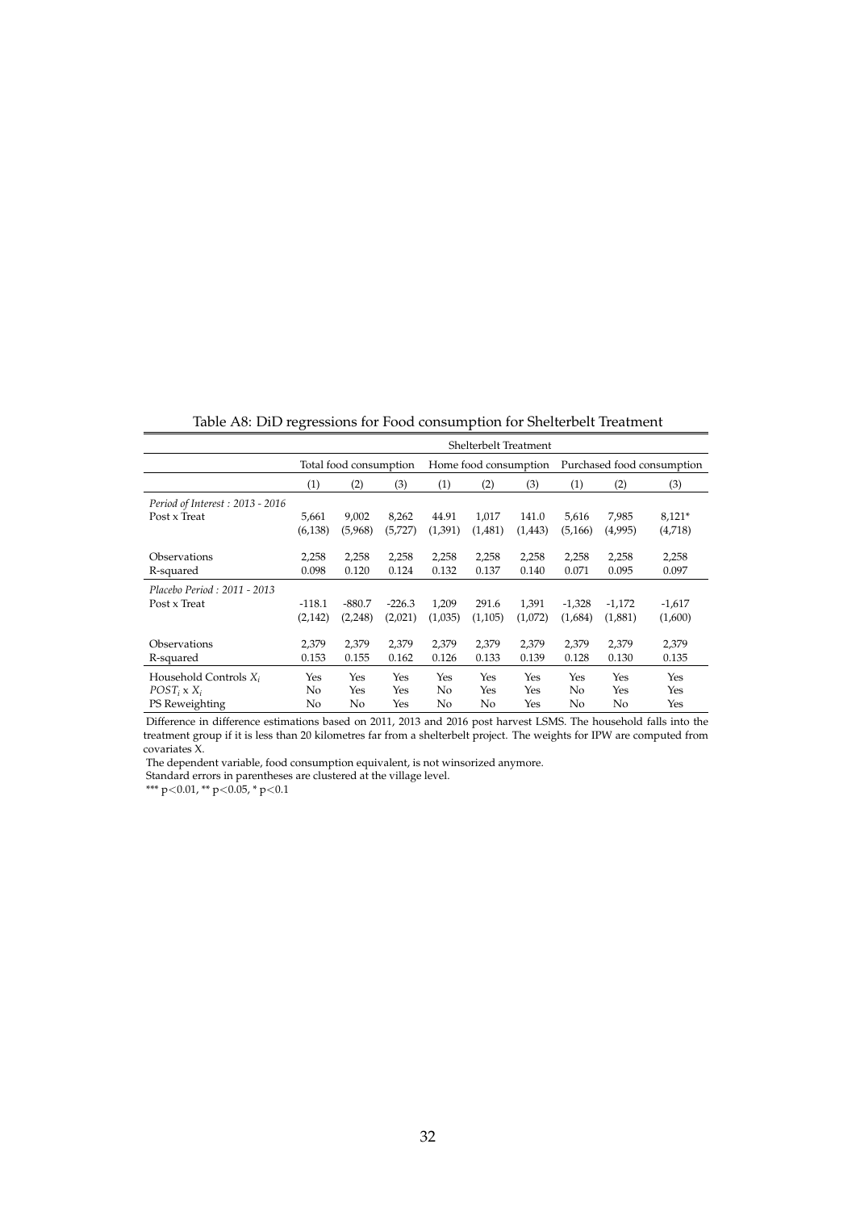Table A8: DiD regressions for Food consumption for Shelterbelt Treatment

| | Shelterbelt Treatment | | | | | | | | |
|---|---|---|---|---|---|---|---|---|---|
| | Total food consumption | | | Home food consumption | | | Purchased food consumption | | |
| | (1) | (2) | (3) | (1) | (2) | (3) | (1) | (2) | (3) |
| *Period of Interest : 2013 - 2016* | | | | | | | | | |
| Post x Treat | 5,661 | 9,002 | 8,262 | 44.91 | 1,017 | 141.0 | 5,616 | 7,985 | 8,121* |
| | (6,138) | (5,968) | (5,727) | (1,391) | (1,481) | (1,443) | (5,166) | (4,995) | (4,718) |
| Observations | 2,258 | 2,258 | 2,258 | 2,258 | 2,258 | 2,258 | 2,258 | 2,258 | 2,258 |
| R-squared | 0.098 | 0.120 | 0.124 | 0.132 | 0.137 | 0.140 | 0.071 | 0.095 | 0.097 |
| *Placebo Period : 2011 - 2013* | | | | | | | | | |
| Post x Treat | -118.1 | -880.7 | -226.3 | 1,209 | 291.6 | 1,391 | -1,328 | -1,172 | -1,617 |
| | (2,142) | (2,248) | (2,021) | (1,035) | (1,105) | (1,072) | (1,684) | (1,881) | (1,600) |
| Observations | 2,379 | 2,379 | 2,379 | 2,379 | 2,379 | 2,379 | 2,379 | 2,379 | 2,379 |
| R-squared | 0.153 | 0.155 | 0.162 | 0.126 | 0.133 | 0.139 | 0.128 | 0.130 | 0.135 |
| Household Controls $X_i$ | Yes | Yes | Yes | Yes | Yes | Yes | Yes | Yes | Yes |
| $POST_i$ x $X_i$ | No | Yes | Yes | No | Yes | Yes | No | Yes | Yes |
| PS Reweighting | No | No | Yes | No | No | Yes | No | No | Yes |

Difference in difference estimations based on 2011, 2013 and 2016 post harvest LSMS. The household falls into the treatment group if it is less than 20 kilometres far from a shelterbelt project. The weights for IPW are computed from covariates X.

The dependent variable, food consumption equivalent, is not winsorized anymore.

Standard errors in parentheses are clustered at the village level.

*** $p<0.01$, ** $p<0.05$, * $p<0.1$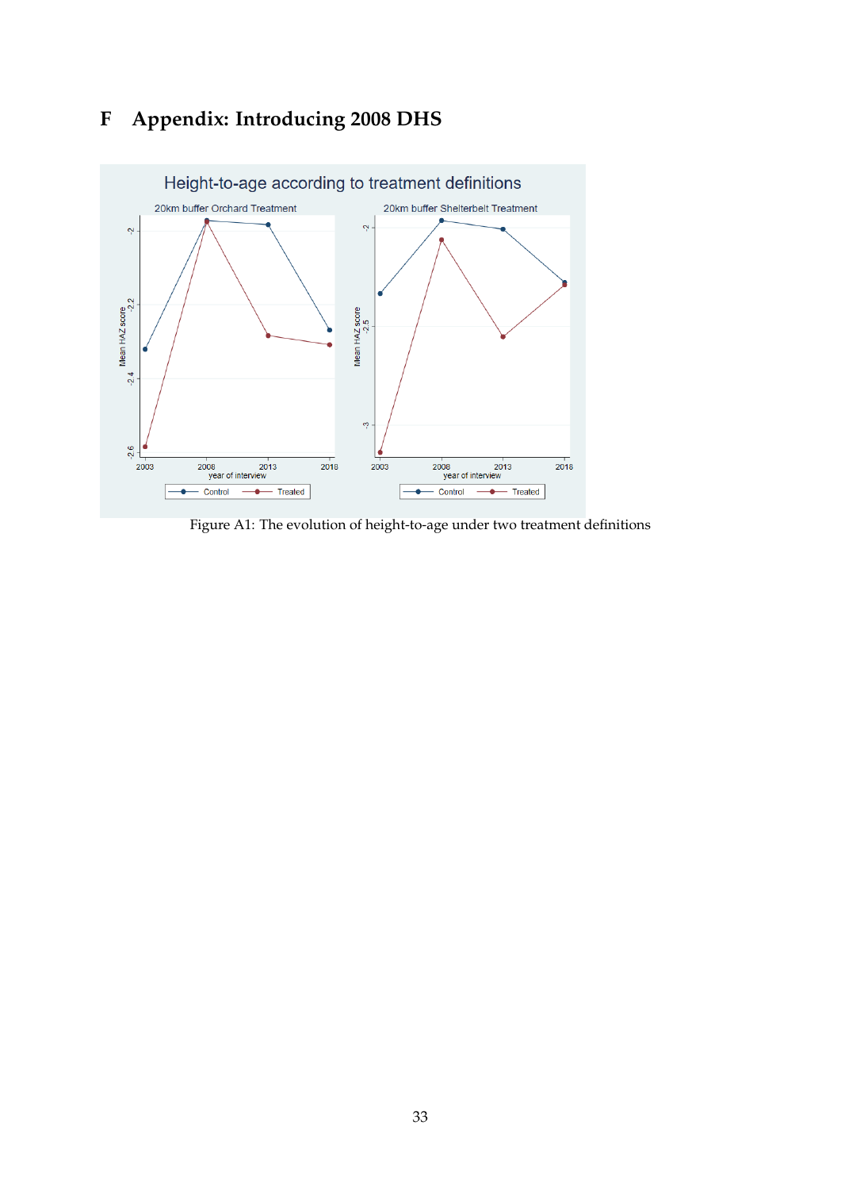# F Appendix: Introducing 2008 DHS

Figure A1: The evolution of height-to-age under two treatment definitions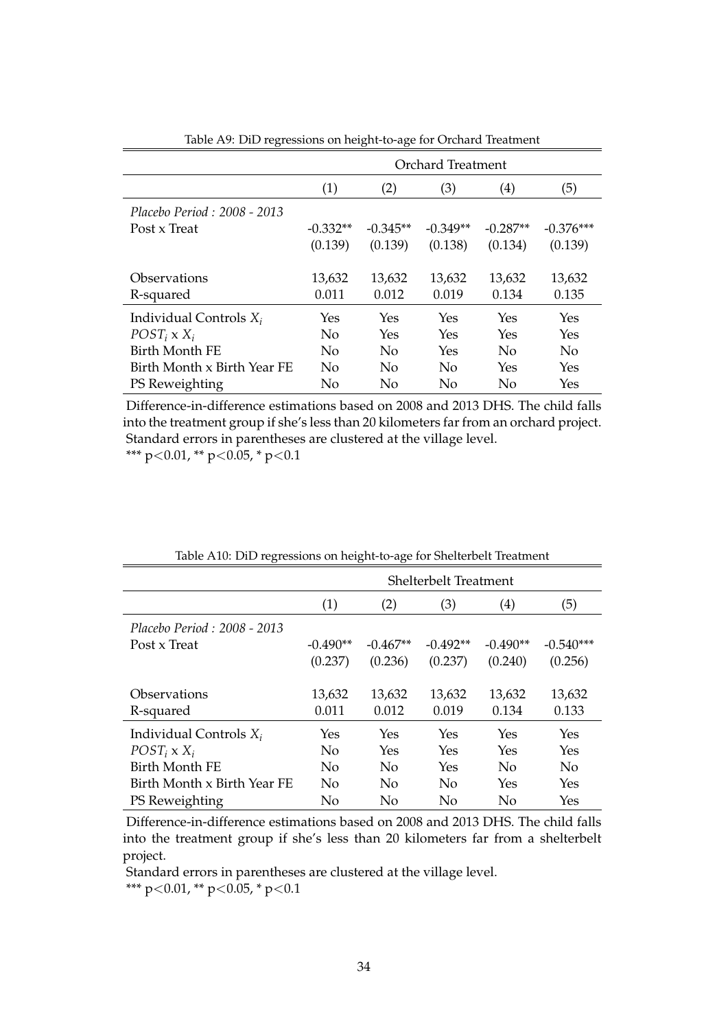Table A9: DiD regressions on height-to-age for Orchard Treatment

| | Orchard Treatment | | | | |
|---|---|---|---|---|---|
| | (1) | (2) | (3) | (4) | (5) |
| *Placebo Period : 2008 - 2013* | | | | | |
| Post x Treat | -0.332** | -0.345** | -0.349** | -0.287** | -0.376*** |
| | (0.139) | (0.139) | (0.138) | (0.134) | (0.139) |
| Observations | 13,632 | 13,632 | 13,632 | 13,632 | 13,632 |
| R-squared | 0.011 | 0.012 | 0.019 | 0.134 | 0.135 |
| Individual Controls $X_i$ | Yes | Yes | Yes | Yes | Yes |
| $POST_i$ x $X_i$ | No | Yes | Yes | Yes | Yes |
| Birth Month FE | No | No | Yes | No | No |
| Birth Month x Birth Year FE | No | No | No | Yes | Yes |
| PS Reweighting | No | No | No | No | Yes |

Difference-in-difference estimations based on 2008 and 2013 DHS. The child falls into the treatment group if she's less than 20 kilometers far from an orchard project.
Standard errors in parentheses are clustered at the village level.
*** p<0.01, ** p<0.05, * p<0.1

Table A10: DiD regressions on height-to-age for Shelterbelt Treatment

| | Shelterbelt Treatment | | | | |
|---|---|---|---|---|---|
| | (1) | (2) | (3) | (4) | (5) |
| *Placebo Period : 2008 - 2013* | | | | | |
| Post x Treat | -0.490** | -0.467** | -0.492** | -0.490** | -0.540*** |
| | (0.237) | (0.236) | (0.237) | (0.240) | (0.256) |
| Observations | 13,632 | 13,632 | 13,632 | 13,632 | 13,632 |
| R-squared | 0.011 | 0.012 | 0.019 | 0.134 | 0.133 |
| Individual Controls $X_i$ | Yes | Yes | Yes | Yes | Yes |
| $POST_i$ x $X_i$ | No | Yes | Yes | Yes | Yes |
| Birth Month FE | No | No | Yes | No | No |
| Birth Month x Birth Year FE | No | No | No | Yes | Yes |
| PS Reweighting | No | No | No | No | Yes |

Difference-in-difference estimations based on 2008 and 2013 DHS. The child falls into the treatment group if she's less than 20 kilometers far from a shelterbelt project.
Standard errors in parentheses are clustered at the village level.
*** p<0.01, ** p<0.05, * p<0.1